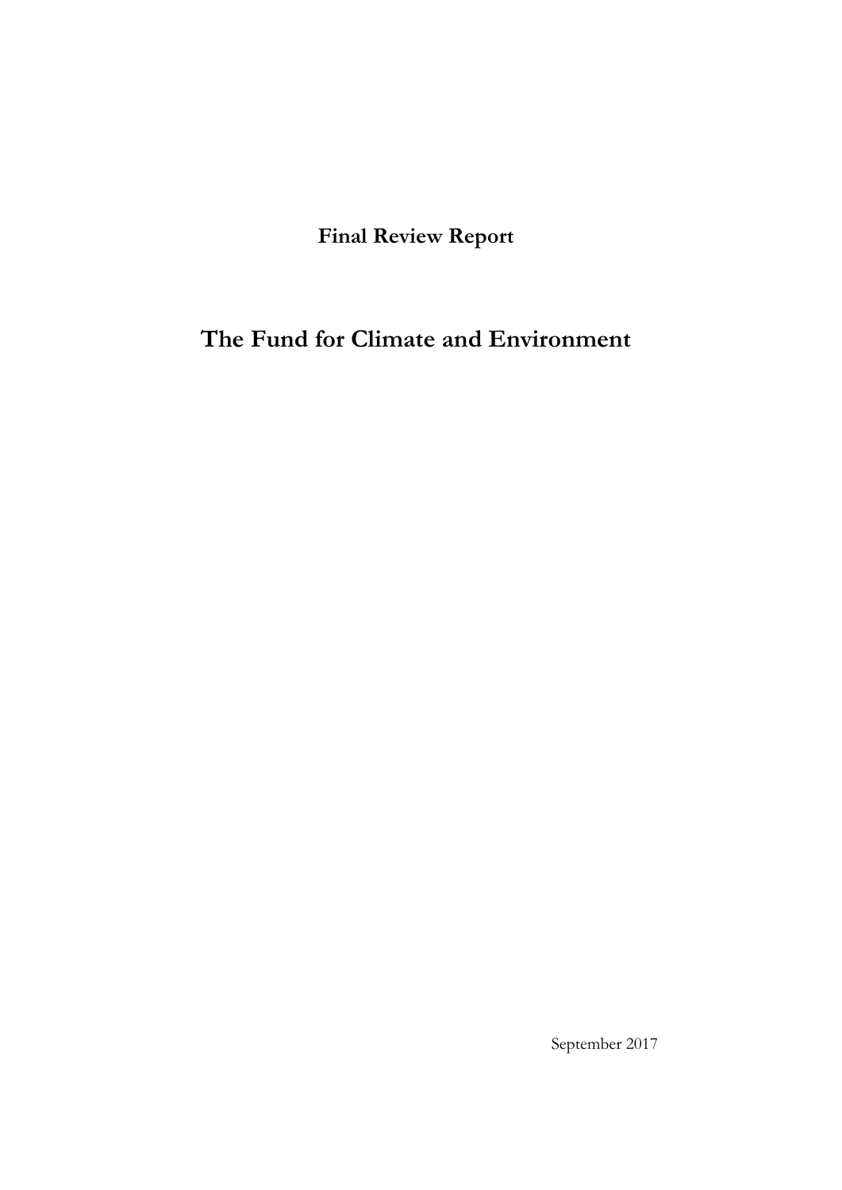**Final Review Report**

# The Fund for Climate and Environment

September 2017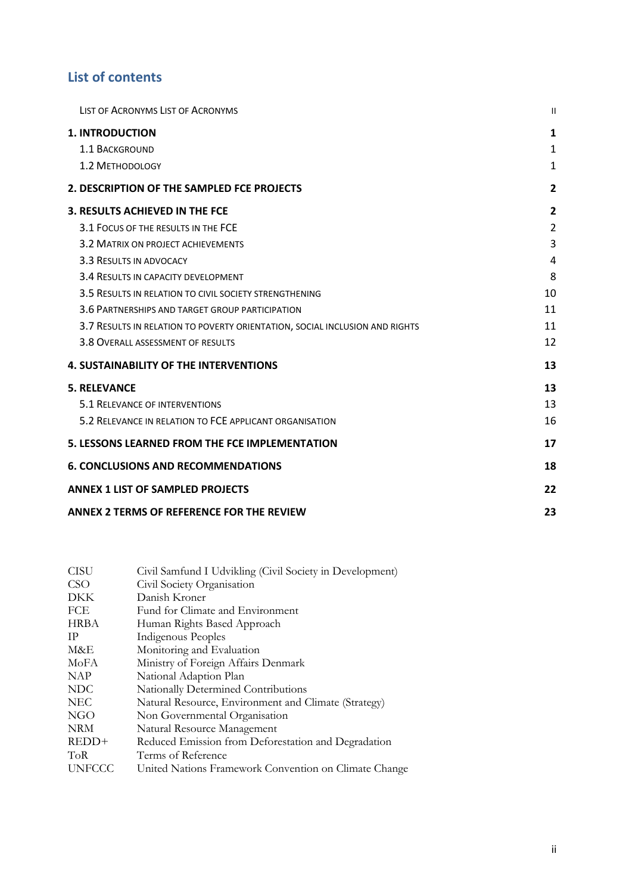## List of contents

| | |
|---|---|
| List of Acronyms List of Acronyms | ii |
| **1. INTRODUCTION** | **1** |
| 1.1 Background | 1 |
| 1.2 Methodology | 1 |
| **2. DESCRIPTION OF THE SAMPLED FCE PROJECTS** | **2** |
| **3. RESULTS ACHIEVED IN THE FCE** | **2** |
| 3.1 Focus of the results in the FCE | 2 |
| 3.2 Matrix on project achievements | 3 |
| 3.3 Results in advocacy | 4 |
| 3.4 Results in capacity development | 8 |
| 3.5 Results in relation to civil society strengthening | 10 |
| 3.6 Partnerships and target group participation | 11 |
| 3.7 Results in relation to poverty orientation, social inclusion and rights | 11 |
| 3.8 Overall assessment of results | 12 |
| **4. SUSTAINABILITY OF THE INTERVENTIONS** | **13** |
| **5. RELEVANCE** | **13** |
| 5.1 Relevance of interventions | 13 |
| 5.2 Relevance in relation to FCE applicant organisation | 16 |
| **5. LESSONS LEARNED FROM THE FCE IMPLEMENTATION** | **17** |
| **6. CONCLUSIONS AND RECOMMENDATIONS** | **18** |
| **ANNEX 1 LIST OF SAMPLED PROJECTS** | **22** |
| **ANNEX 2 TERMS OF REFERENCE FOR THE REVIEW** | **23** |

| | |
|---|---|
| CISU | Civil Samfund I Udvikling (Civil Society in Development) |
| CSO | Civil Society Organisation |
| DKK | Danish Kroner |
| FCE | Fund for Climate and Environment |
| HRBA | Human Rights Based Approach |
| IP | Indigenous Peoples |
| M&E | Monitoring and Evaluation |
| MoFA | Ministry of Foreign Affairs Denmark |
| NAP | National Adaption Plan |
| NDC | Nationally Determined Contributions |
| NEC | Natural Resource, Environment and Climate (Strategy) |
| NGO | Non Governmental Organisation |
| NRM | Natural Resource Management |
| REDD+ | Reduced Emission from Deforestation and Degradation |
| ToR | Terms of Reference |
| UNFCCC | United Nations Framework Convention on Climate Change |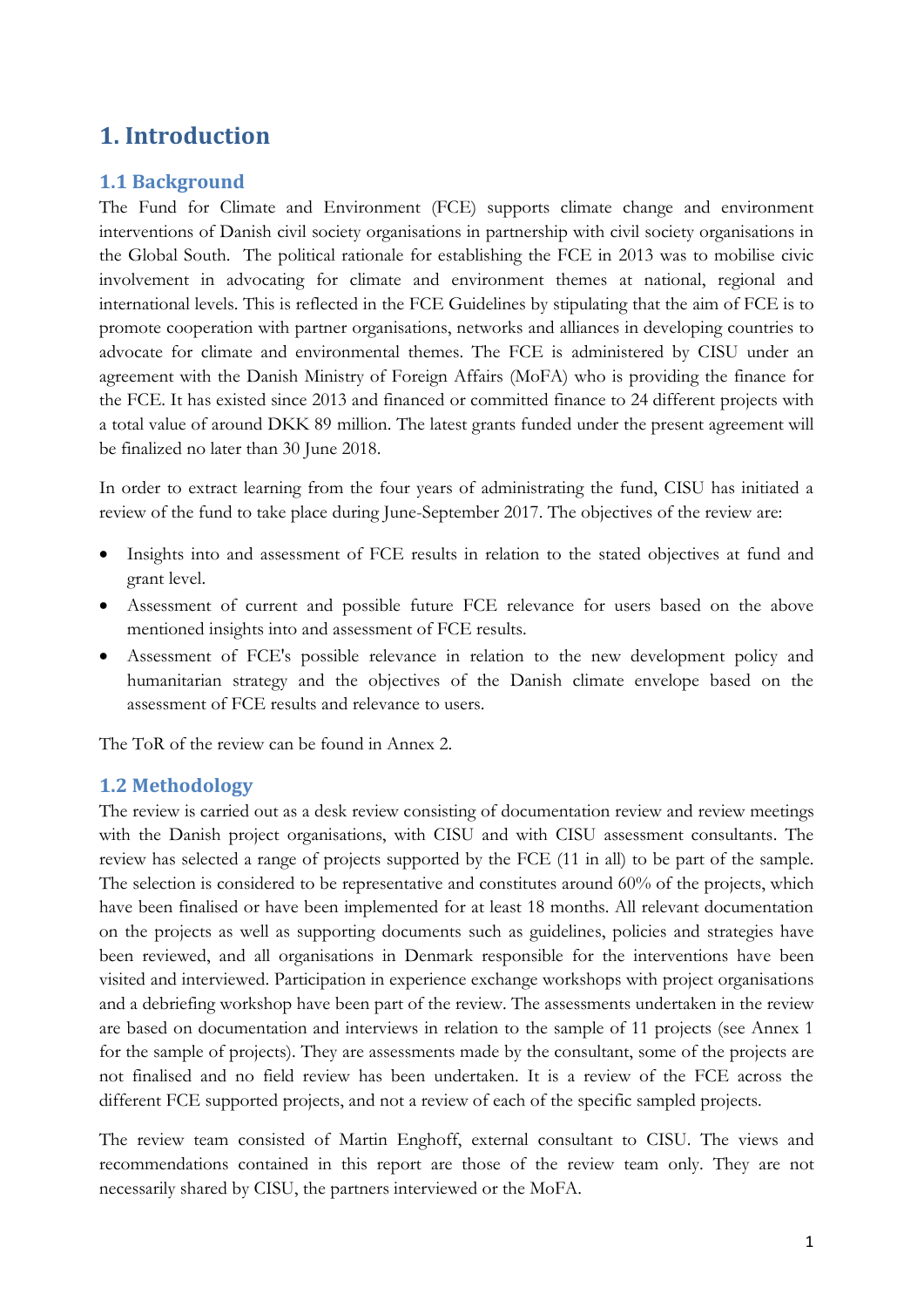# 1. Introduction

## 1.1 Background

The Fund for Climate and Environment (FCE) supports climate change and environment interventions of Danish civil society organisations in partnership with civil society organisations in the Global South. The political rationale for establishing the FCE in 2013 was to mobilise civic involvement in advocating for climate and environment themes at national, regional and international levels. This is reflected in the FCE Guidelines by stipulating that the aim of FCE is to promote cooperation with partner organisations, networks and alliances in developing countries to advocate for climate and environmental themes. The FCE is administered by CISU under an agreement with the Danish Ministry of Foreign Affairs (MoFA) who is providing the finance for the FCE. It has existed since 2013 and financed or committed finance to 24 different projects with a total value of around DKK 89 million. The latest grants funded under the present agreement will be finalized no later than 30 June 2018.

In order to extract learning from the four years of administrating the fund, CISU has initiated a review of the fund to take place during June-September 2017. The objectives of the review are:

- Insights into and assessment of FCE results in relation to the stated objectives at fund and grant level.
- Assessment of current and possible future FCE relevance for users based on the above mentioned insights into and assessment of FCE results.
- Assessment of FCE's possible relevance in relation to the new development policy and humanitarian strategy and the objectives of the Danish climate envelope based on the assessment of FCE results and relevance to users.

The ToR of the review can be found in Annex 2.

## 1.2 Methodology

The review is carried out as a desk review consisting of documentation review and review meetings with the Danish project organisations, with CISU and with CISU assessment consultants. The review has selected a range of projects supported by the FCE (11 in all) to be part of the sample. The selection is considered to be representative and constitutes around 60% of the projects, which have been finalised or have been implemented for at least 18 months. All relevant documentation on the projects as well as supporting documents such as guidelines, policies and strategies have been reviewed, and all organisations in Denmark responsible for the interventions have been visited and interviewed. Participation in experience exchange workshops with project organisations and a debriefing workshop have been part of the review. The assessments undertaken in the review are based on documentation and interviews in relation to the sample of 11 projects (see Annex 1 for the sample of projects). They are assessments made by the consultant, some of the projects are not finalised and no field review has been undertaken. It is a review of the FCE across the different FCE supported projects, and not a review of each of the specific sampled projects.

The review team consisted of Martin Enghoff, external consultant to CISU. The views and recommendations contained in this report are those of the review team only. They are not necessarily shared by CISU, the partners interviewed or the MoFA.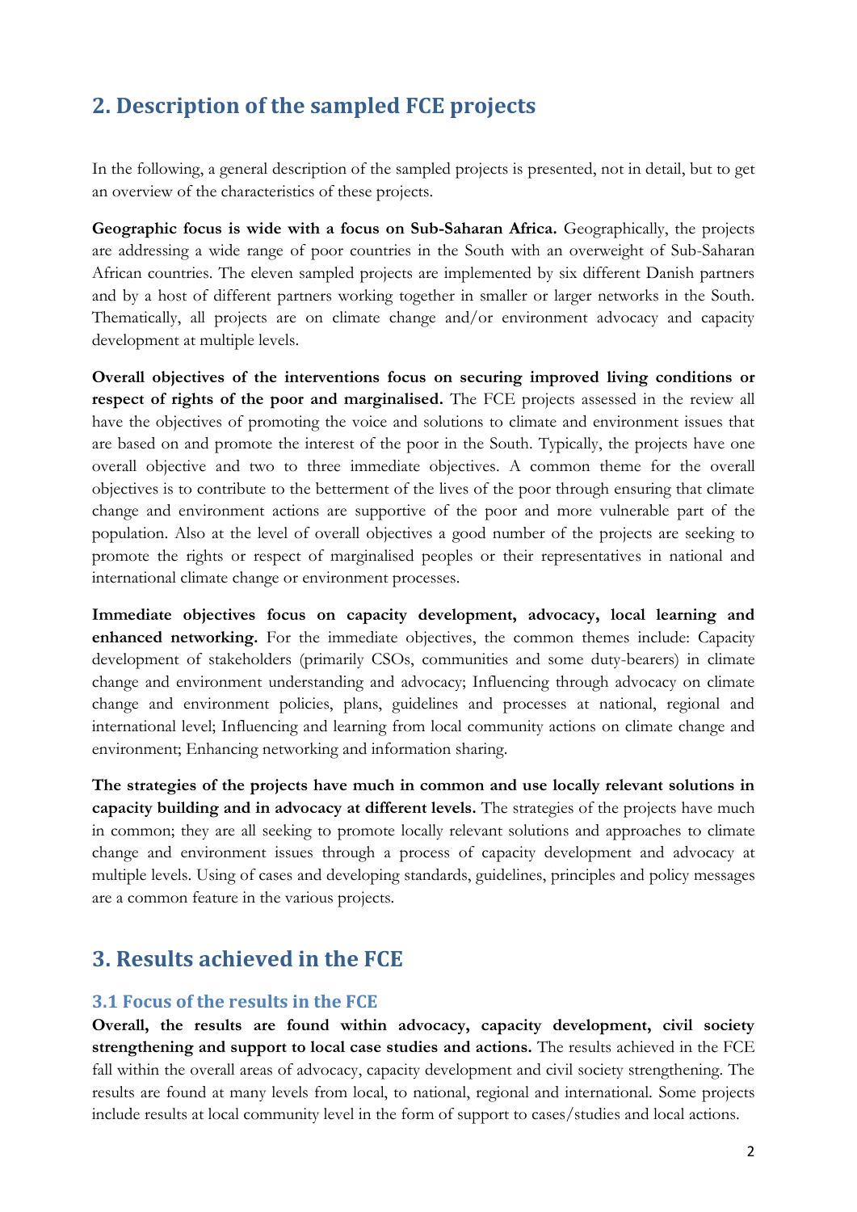## 2. Description of the sampled FCE projects

In the following, a general description of the sampled projects is presented, not in detail, but to get an overview of the characteristics of these projects.

**Geographic focus is wide with a focus on Sub-Saharan Africa.** Geographically, the projects are addressing a wide range of poor countries in the South with an overweight of Sub-Saharan African countries. The eleven sampled projects are implemented by six different Danish partners and by a host of different partners working together in smaller or larger networks in the South. Thematically, all projects are on climate change and/or environment advocacy and capacity development at multiple levels.

**Overall objectives of the interventions focus on securing improved living conditions or respect of rights of the poor and marginalised.** The FCE projects assessed in the review all have the objectives of promoting the voice and solutions to climate and environment issues that are based on and promote the interest of the poor in the South. Typically, the projects have one overall objective and two to three immediate objectives. A common theme for the overall objectives is to contribute to the betterment of the lives of the poor through ensuring that climate change and environment actions are supportive of the poor and more vulnerable part of the population. Also at the level of overall objectives a good number of the projects are seeking to promote the rights or respect of marginalised peoples or their representatives in national and international climate change or environment processes.

**Immediate objectives focus on capacity development, advocacy, local learning and enhanced networking.** For the immediate objectives, the common themes include: Capacity development of stakeholders (primarily CSOs, communities and some duty-bearers) in climate change and environment understanding and advocacy; Influencing through advocacy on climate change and environment policies, plans, guidelines and processes at national, regional and international level; Influencing and learning from local community actions on climate change and environment; Enhancing networking and information sharing.

**The strategies of the projects have much in common and use locally relevant solutions in capacity building and in advocacy at different levels.** The strategies of the projects have much in common; they are all seeking to promote locally relevant solutions and approaches to climate change and environment issues through a process of capacity development and advocacy at multiple levels. Using of cases and developing standards, guidelines, principles and policy messages are a common feature in the various projects.

## 3. Results achieved in the FCE

### 3.1 Focus of the results in the FCE

**Overall, the results are found within advocacy, capacity development, civil society strengthening and support to local case studies and actions.** The results achieved in the FCE fall within the overall areas of advocacy, capacity development and civil society strengthening. The results are found at many levels from local, to national, regional and international. Some projects include results at local community level in the form of support to cases/studies and local actions.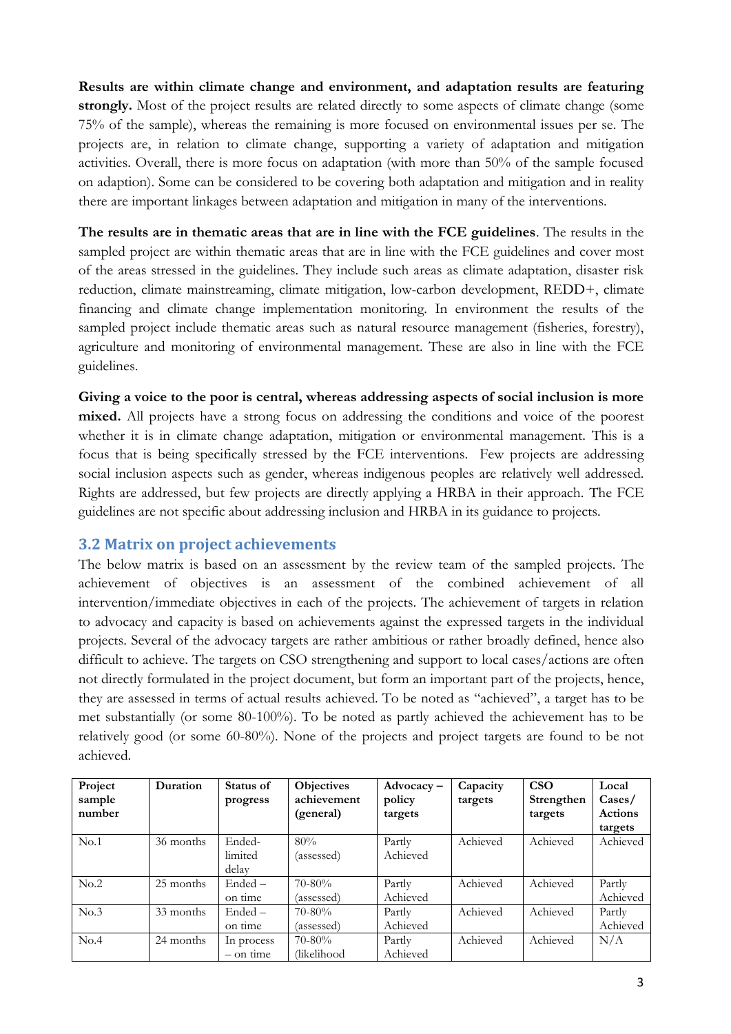**Results are within climate change and environment, and adaptation results are featuring strongly.** Most of the project results are related directly to some aspects of climate change (some 75% of the sample), whereas the remaining is more focused on environmental issues per se. The projects are, in relation to climate change, supporting a variety of adaptation and mitigation activities. Overall, there is more focus on adaptation (with more than 50% of the sample focused on adaption). Some can be considered to be covering both adaptation and mitigation and in reality there are important linkages between adaptation and mitigation in many of the interventions.

**The results are in thematic areas that are in line with the FCE guidelines**. The results in the sampled project are within thematic areas that are in line with the FCE guidelines and cover most of the areas stressed in the guidelines. They include such areas as climate adaptation, disaster risk reduction, climate mainstreaming, climate mitigation, low-carbon development, REDD+, climate financing and climate change implementation monitoring. In environment the results of the sampled project include thematic areas such as natural resource management (fisheries, forestry), agriculture and monitoring of environmental management. These are also in line with the FCE guidelines.

**Giving a voice to the poor is central, whereas addressing aspects of social inclusion is more mixed.** All projects have a strong focus on addressing the conditions and voice of the poorest whether it is in climate change adaptation, mitigation or environmental management. This is a focus that is being specifically stressed by the FCE interventions. Few projects are addressing social inclusion aspects such as gender, whereas indigenous peoples are relatively well addressed. Rights are addressed, but few projects are directly applying a HRBA in their approach. The FCE guidelines are not specific about addressing inclusion and HRBA in its guidance to projects.

## 3.2 Matrix on project achievements

The below matrix is based on an assessment by the review team of the sampled projects. The achievement of objectives is an assessment of the combined achievement of all intervention/immediate objectives in each of the projects. The achievement of targets in relation to advocacy and capacity is based on achievements against the expressed targets in the individual projects. Several of the advocacy targets are rather ambitious or rather broadly defined, hence also difficult to achieve. The targets on CSO strengthening and support to local cases/actions are often not directly formulated in the project document, but form an important part of the projects, hence, they are assessed in terms of actual results achieved. To be noted as "achieved", a target has to be met substantially (or some 80-100%). To be noted as partly achieved the achievement has to be relatively good (or some 60-80%). None of the projects and project targets are found to be not achieved.

| Project sample number | Duration | Status of progress | Objectives achievement (general) | Advocacy – policy targets | Capacity targets | CSO Strengthen targets | Local Cases/ Actions targets |
|---|---|---|---|---|---|---|---|
| No.1 | 36 months | Ended- limited delay | 80% (assessed) | Partly Achieved | Achieved | Achieved | Achieved |
| No.2 | 25 months | Ended – on time | 70-80% (assessed) | Partly Achieved | Achieved | Achieved | Partly Achieved |
| No.3 | 33 months | Ended – on time | 70-80% (assessed) | Partly Achieved | Achieved | Achieved | Partly Achieved |
| No.4 | 24 months | In process – on time | 70-80% (likelihood | Partly Achieved | Achieved | Achieved | N/A |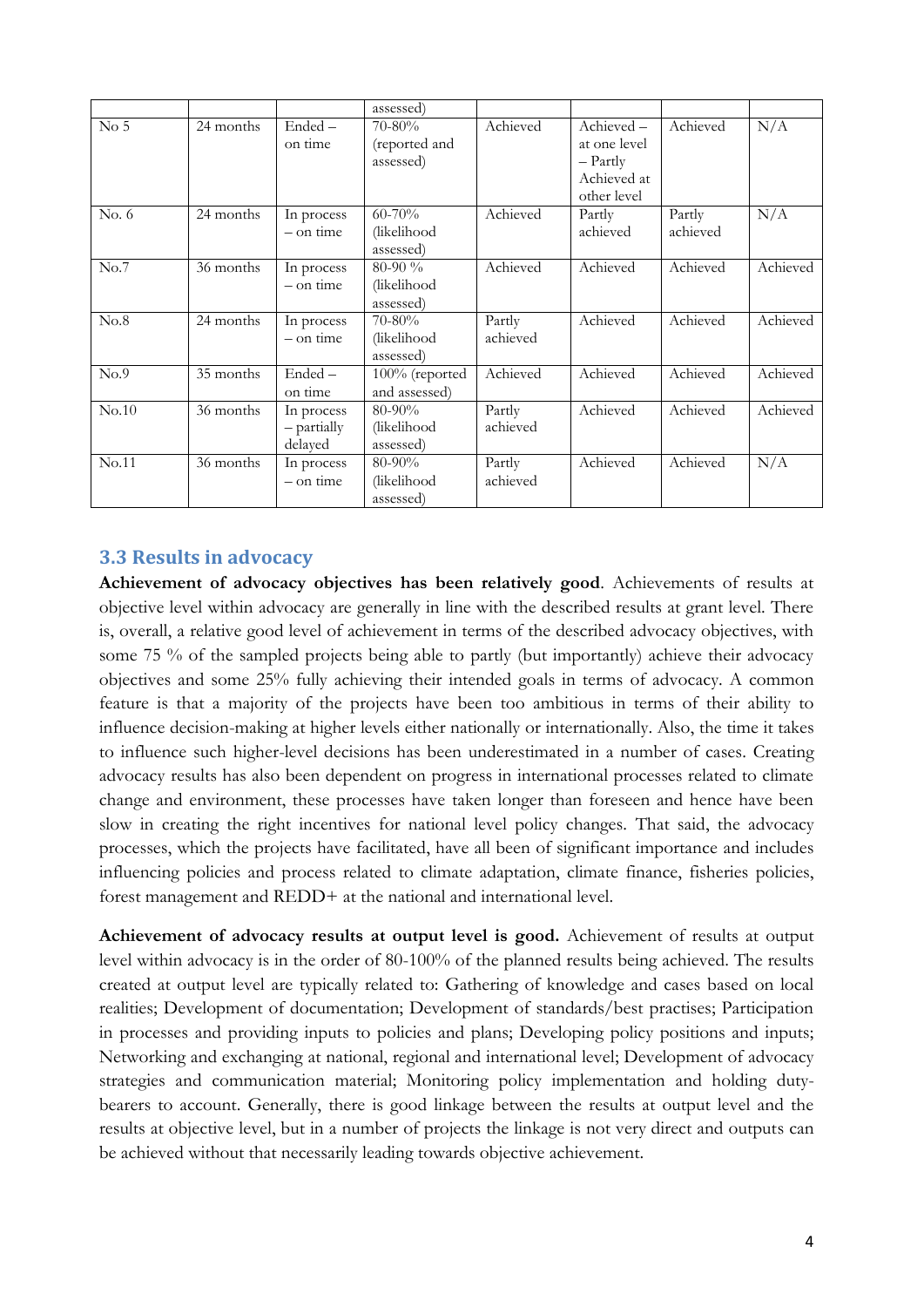| | | | assessed) | | | | |
|---|---|---|---|---|---|---|---|
| No 5 | 24 months | Ended – on time | 70-80% (reported and assessed) | Achieved | Achieved – at one level – Partly Achieved at other level | Achieved | N/A |
| No. 6 | 24 months | In process – on time | 60-70% (likelihood assessed) | Achieved | Partly achieved | Partly achieved | N/A |
| No.7 | 36 months | In process – on time | 80-90 % (likelihood assessed) | Achieved | Achieved | Achieved | Achieved |
| No.8 | 24 months | In process – on time | 70-80% (likelihood assessed) | Partly achieved | Achieved | Achieved | Achieved |
| No.9 | 35 months | Ended – on time | 100% (reported and assessed) | Achieved | Achieved | Achieved | Achieved |
| No.10 | 36 months | In process – partially delayed | 80-90% (likelihood assessed) | Partly achieved | Achieved | Achieved | Achieved |
| No.11 | 36 months | In process – on time | 80-90% (likelihood assessed) | Partly achieved | Achieved | Achieved | N/A |

### 3.3 Results in advocacy

**Achievement of advocacy objectives has been relatively good**. Achievements of results at objective level within advocacy are generally in line with the described results at grant level. There is, overall, a relative good level of achievement in terms of the described advocacy objectives, with some 75 % of the sampled projects being able to partly (but importantly) achieve their advocacy objectives and some 25% fully achieving their intended goals in terms of advocacy. A common feature is that a majority of the projects have been too ambitious in terms of their ability to influence decision-making at higher levels either nationally or internationally. Also, the time it takes to influence such higher-level decisions has been underestimated in a number of cases. Creating advocacy results has also been dependent on progress in international processes related to climate change and environment, these processes have taken longer than foreseen and hence have been slow in creating the right incentives for national level policy changes. That said, the advocacy processes, which the projects have facilitated, have all been of significant importance and includes influencing policies and process related to climate adaptation, climate finance, fisheries policies, forest management and REDD+ at the national and international level.

**Achievement of advocacy results at output level is good.** Achievement of results at output level within advocacy is in the order of 80-100% of the planned results being achieved. The results created at output level are typically related to: Gathering of knowledge and cases based on local realities; Development of documentation; Development of standards/best practises; Participation in processes and providing inputs to policies and plans; Developing policy positions and inputs; Networking and exchanging at national, regional and international level; Development of advocacy strategies and communication material; Monitoring policy implementation and holding duty-bearers to account. Generally, there is good linkage between the results at output level and the results at objective level, but in a number of projects the linkage is not very direct and outputs can be achieved without that necessarily leading towards objective achievement.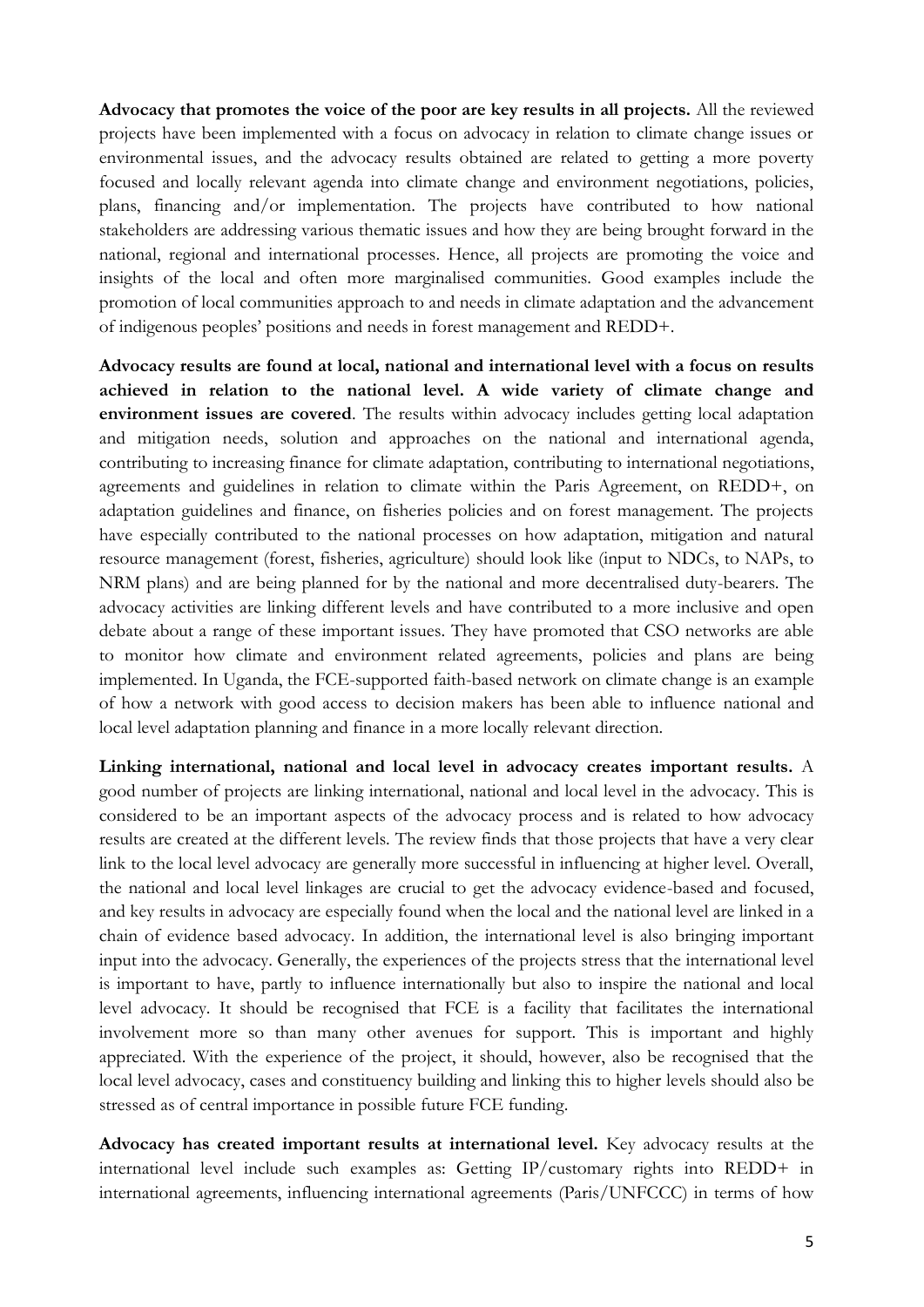**Advocacy that promotes the voice of the poor are key results in all projects.** All the reviewed projects have been implemented with a focus on advocacy in relation to climate change issues or environmental issues, and the advocacy results obtained are related to getting a more poverty focused and locally relevant agenda into climate change and environment negotiations, policies, plans, financing and/or implementation. The projects have contributed to how national stakeholders are addressing various thematic issues and how they are being brought forward in the national, regional and international processes. Hence, all projects are promoting the voice and insights of the local and often more marginalised communities. Good examples include the promotion of local communities approach to and needs in climate adaptation and the advancement of indigenous peoples' positions and needs in forest management and REDD+.

**Advocacy results are found at local, national and international level with a focus on results achieved in relation to the national level. A wide variety of climate change and environment issues are covered**. The results within advocacy includes getting local adaptation and mitigation needs, solution and approaches on the national and international agenda, contributing to increasing finance for climate adaptation, contributing to international negotiations, agreements and guidelines in relation to climate within the Paris Agreement, on REDD+, on adaptation guidelines and finance, on fisheries policies and on forest management. The projects have especially contributed to the national processes on how adaptation, mitigation and natural resource management (forest, fisheries, agriculture) should look like (input to NDCs, to NAPs, to NRM plans) and are being planned for by the national and more decentralised duty-bearers. The advocacy activities are linking different levels and have contributed to a more inclusive and open debate about a range of these important issues. They have promoted that CSO networks are able to monitor how climate and environment related agreements, policies and plans are being implemented. In Uganda, the FCE-supported faith-based network on climate change is an example of how a network with good access to decision makers has been able to influence national and local level adaptation planning and finance in a more locally relevant direction.

**Linking international, national and local level in advocacy creates important results.** A good number of projects are linking international, national and local level in the advocacy. This is considered to be an important aspects of the advocacy process and is related to how advocacy results are created at the different levels. The review finds that those projects that have a very clear link to the local level advocacy are generally more successful in influencing at higher level. Overall, the national and local level linkages are crucial to get the advocacy evidence-based and focused, and key results in advocacy are especially found when the local and the national level are linked in a chain of evidence based advocacy. In addition, the international level is also bringing important input into the advocacy. Generally, the experiences of the projects stress that the international level is important to have, partly to influence internationally but also to inspire the national and local level advocacy. It should be recognised that FCE is a facility that facilitates the international involvement more so than many other avenues for support. This is important and highly appreciated. With the experience of the project, it should, however, also be recognised that the local level advocacy, cases and constituency building and linking this to higher levels should also be stressed as of central importance in possible future FCE funding.

**Advocacy has created important results at international level.** Key advocacy results at the international level include such examples as: Getting IP/customary rights into REDD+ in international agreements, influencing international agreements (Paris/UNFCCC) in terms of how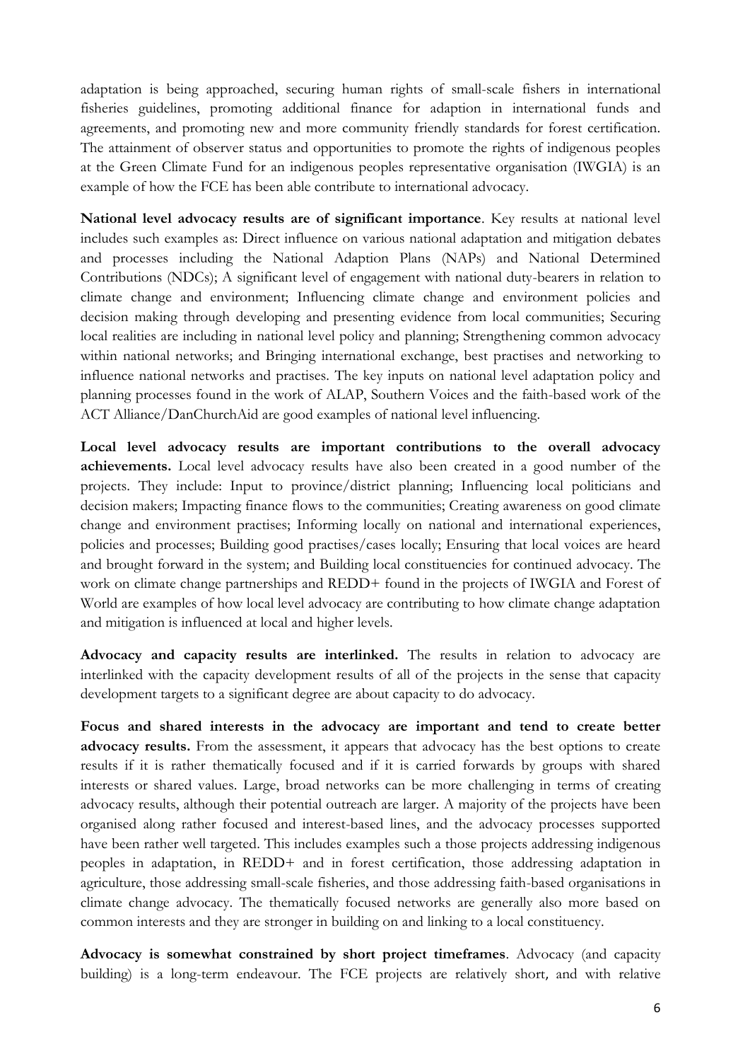adaptation is being approached, securing human rights of small-scale fishers in international fisheries guidelines, promoting additional finance for adaption in international funds and agreements, and promoting new and more community friendly standards for forest certification. The attainment of observer status and opportunities to promote the rights of indigenous peoples at the Green Climate Fund for an indigenous peoples representative organisation (IWGIA) is an example of how the FCE has been able contribute to international advocacy.

**National level advocacy results are of significant importance**. Key results at national level includes such examples as: Direct influence on various national adaptation and mitigation debates and processes including the National Adaption Plans (NAPs) and National Determined Contributions (NDCs); A significant level of engagement with national duty-bearers in relation to climate change and environment; Influencing climate change and environment policies and decision making through developing and presenting evidence from local communities; Securing local realities are including in national level policy and planning; Strengthening common advocacy within national networks; and Bringing international exchange, best practises and networking to influence national networks and practises. The key inputs on national level adaptation policy and planning processes found in the work of ALAP, Southern Voices and the faith-based work of the ACT Alliance/DanChurchAid are good examples of national level influencing.

**Local level advocacy results are important contributions to the overall advocacy achievements.** Local level advocacy results have also been created in a good number of the projects. They include: Input to province/district planning; Influencing local politicians and decision makers; Impacting finance flows to the communities; Creating awareness on good climate change and environment practises; Informing locally on national and international experiences, policies and processes; Building good practises/cases locally; Ensuring that local voices are heard and brought forward in the system; and Building local constituencies for continued advocacy. The work on climate change partnerships and REDD+ found in the projects of IWGIA and Forest of World are examples of how local level advocacy are contributing to how climate change adaptation and mitigation is influenced at local and higher levels.

**Advocacy and capacity results are interlinked.** The results in relation to advocacy are interlinked with the capacity development results of all of the projects in the sense that capacity development targets to a significant degree are about capacity to do advocacy.

**Focus and shared interests in the advocacy are important and tend to create better advocacy results.** From the assessment, it appears that advocacy has the best options to create results if it is rather thematically focused and if it is carried forwards by groups with shared interests or shared values. Large, broad networks can be more challenging in terms of creating advocacy results, although their potential outreach are larger. A majority of the projects have been organised along rather focused and interest-based lines, and the advocacy processes supported have been rather well targeted. This includes examples such a those projects addressing indigenous peoples in adaptation, in REDD+ and in forest certification, those addressing adaptation in agriculture, those addressing small-scale fisheries, and those addressing faith-based organisations in climate change advocacy. The thematically focused networks are generally also more based on common interests and they are stronger in building on and linking to a local constituency.

**Advocacy is somewhat constrained by short project timeframes**. Advocacy (and capacity building) is a long-term endeavour. The FCE projects are relatively short, and with relative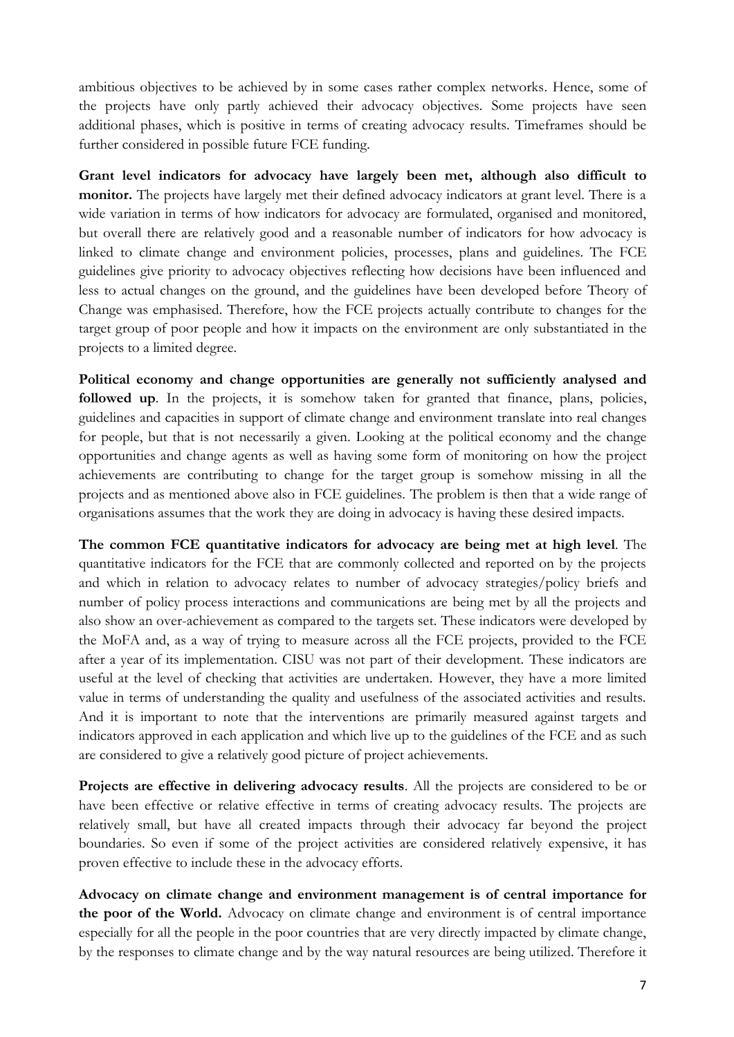ambitious objectives to be achieved by in some cases rather complex networks. Hence, some of the projects have only partly achieved their advocacy objectives. Some projects have seen additional phases, which is positive in terms of creating advocacy results. Timeframes should be further considered in possible future FCE funding.

**Grant level indicators for advocacy have largely been met, although also difficult to monitor.** The projects have largely met their defined advocacy indicators at grant level. There is a wide variation in terms of how indicators for advocacy are formulated, organised and monitored, but overall there are relatively good and a reasonable number of indicators for how advocacy is linked to climate change and environment policies, processes, plans and guidelines. The FCE guidelines give priority to advocacy objectives reflecting how decisions have been influenced and less to actual changes on the ground, and the guidelines have been developed before Theory of Change was emphasised. Therefore, how the FCE projects actually contribute to changes for the target group of poor people and how it impacts on the environment are only substantiated in the projects to a limited degree.

**Political economy and change opportunities are generally not sufficiently analysed and followed up**. In the projects, it is somehow taken for granted that finance, plans, policies, guidelines and capacities in support of climate change and environment translate into real changes for people, but that is not necessarily a given. Looking at the political economy and the change opportunities and change agents as well as having some form of monitoring on how the project achievements are contributing to change for the target group is somehow missing in all the projects and as mentioned above also in FCE guidelines. The problem is then that a wide range of organisations assumes that the work they are doing in advocacy is having these desired impacts.

**The common FCE quantitative indicators for advocacy are being met at high level**. The quantitative indicators for the FCE that are commonly collected and reported on by the projects and which in relation to advocacy relates to number of advocacy strategies/policy briefs and number of policy process interactions and communications are being met by all the projects and also show an over-achievement as compared to the targets set. These indicators were developed by the MoFA and, as a way of trying to measure across all the FCE projects, provided to the FCE after a year of its implementation. CISU was not part of their development. These indicators are useful at the level of checking that activities are undertaken. However, they have a more limited value in terms of understanding the quality and usefulness of the associated activities and results. And it is important to note that the interventions are primarily measured against targets and indicators approved in each application and which live up to the guidelines of the FCE and as such are considered to give a relatively good picture of project achievements.

**Projects are effective in delivering advocacy results**. All the projects are considered to be or have been effective or relative effective in terms of creating advocacy results. The projects are relatively small, but have all created impacts through their advocacy far beyond the project boundaries. So even if some of the project activities are considered relatively expensive, it has proven effective to include these in the advocacy efforts.

**Advocacy on climate change and environment management is of central importance for the poor of the World.** Advocacy on climate change and environment is of central importance especially for all the people in the poor countries that are very directly impacted by climate change, by the responses to climate change and by the way natural resources are being utilized. Therefore it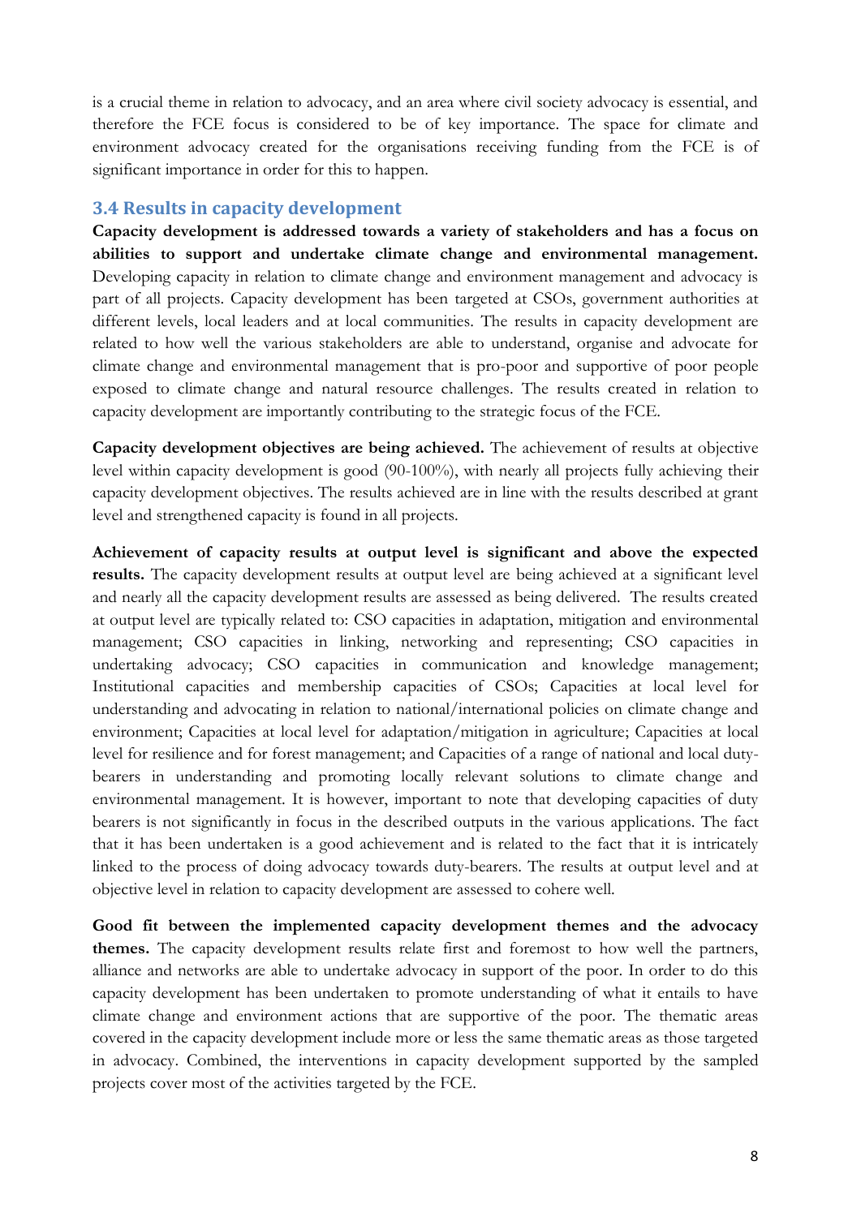is a crucial theme in relation to advocacy, and an area where civil society advocacy is essential, and therefore the FCE focus is considered to be of key importance. The space for climate and environment advocacy created for the organisations receiving funding from the FCE is of significant importance in order for this to happen.

### 3.4 Results in capacity development

**Capacity development is addressed towards a variety of stakeholders and has a focus on abilities to support and undertake climate change and environmental management.** Developing capacity in relation to climate change and environment management and advocacy is part of all projects. Capacity development has been targeted at CSOs, government authorities at different levels, local leaders and at local communities. The results in capacity development are related to how well the various stakeholders are able to understand, organise and advocate for climate change and environmental management that is pro-poor and supportive of poor people exposed to climate change and natural resource challenges. The results created in relation to capacity development are importantly contributing to the strategic focus of the FCE.

**Capacity development objectives are being achieved.** The achievement of results at objective level within capacity development is good (90-100%), with nearly all projects fully achieving their capacity development objectives. The results achieved are in line with the results described at grant level and strengthened capacity is found in all projects.

**Achievement of capacity results at output level is significant and above the expected results.** The capacity development results at output level are being achieved at a significant level and nearly all the capacity development results are assessed as being delivered. The results created at output level are typically related to: CSO capacities in adaptation, mitigation and environmental management; CSO capacities in linking, networking and representing; CSO capacities in undertaking advocacy; CSO capacities in communication and knowledge management; Institutional capacities and membership capacities of CSOs; Capacities at local level for understanding and advocating in relation to national/international policies on climate change and environment; Capacities at local level for adaptation/mitigation in agriculture; Capacities at local level for resilience and for forest management; and Capacities of a range of national and local duty-bearers in understanding and promoting locally relevant solutions to climate change and environmental management. It is however, important to note that developing capacities of duty bearers is not significantly in focus in the described outputs in the various applications. The fact that it has been undertaken is a good achievement and is related to the fact that it is intricately linked to the process of doing advocacy towards duty-bearers. The results at output level and at objective level in relation to capacity development are assessed to cohere well.

**Good fit between the implemented capacity development themes and the advocacy themes.** The capacity development results relate first and foremost to how well the partners, alliance and networks are able to undertake advocacy in support of the poor. In order to do this capacity development has been undertaken to promote understanding of what it entails to have climate change and environment actions that are supportive of the poor. The thematic areas covered in the capacity development include more or less the same thematic areas as those targeted in advocacy. Combined, the interventions in capacity development supported by the sampled projects cover most of the activities targeted by the FCE.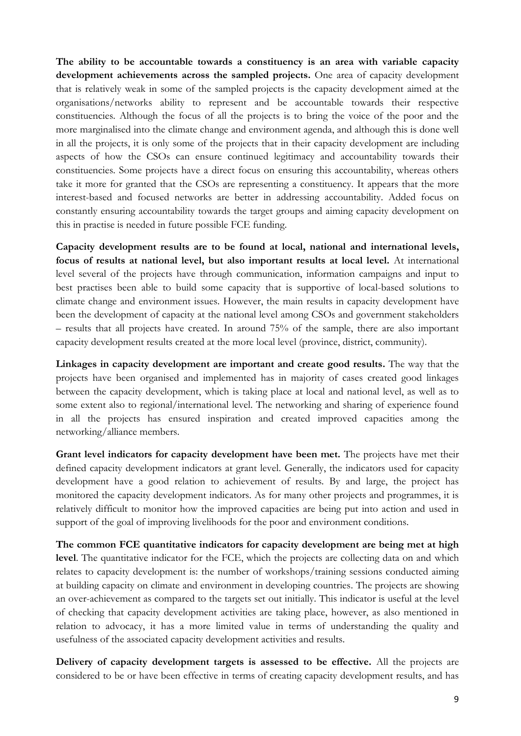**The ability to be accountable towards a constituency is an area with variable capacity development achievements across the sampled projects.** One area of capacity development that is relatively weak in some of the sampled projects is the capacity development aimed at the organisations/networks ability to represent and be accountable towards their respective constituencies. Although the focus of all the projects is to bring the voice of the poor and the more marginalised into the climate change and environment agenda, and although this is done well in all the projects, it is only some of the projects that in their capacity development are including aspects of how the CSOs can ensure continued legitimacy and accountability towards their constituencies. Some projects have a direct focus on ensuring this accountability, whereas others take it more for granted that the CSOs are representing a constituency. It appears that the more interest-based and focused networks are better in addressing accountability. Added focus on constantly ensuring accountability towards the target groups and aiming capacity development on this in practise is needed in future possible FCE funding.

**Capacity development results are to be found at local, national and international levels, focus of results at national level, but also important results at local level.** At international level several of the projects have through communication, information campaigns and input to best practises been able to build some capacity that is supportive of local-based solutions to climate change and environment issues. However, the main results in capacity development have been the development of capacity at the national level among CSOs and government stakeholders – results that all projects have created. In around 75% of the sample, there are also important capacity development results created at the more local level (province, district, community).

**Linkages in capacity development are important and create good results.** The way that the projects have been organised and implemented has in majority of cases created good linkages between the capacity development, which is taking place at local and national level, as well as to some extent also to regional/international level. The networking and sharing of experience found in all the projects has ensured inspiration and created improved capacities among the networking/alliance members.

**Grant level indicators for capacity development have been met.** The projects have met their defined capacity development indicators at grant level. Generally, the indicators used for capacity development have a good relation to achievement of results. By and large, the project has monitored the capacity development indicators. As for many other projects and programmes, it is relatively difficult to monitor how the improved capacities are being put into action and used in support of the goal of improving livelihoods for the poor and environment conditions.

**The common FCE quantitative indicators for capacity development are being met at high level**. The quantitative indicator for the FCE, which the projects are collecting data on and which relates to capacity development is: the number of workshops/training sessions conducted aiming at building capacity on climate and environment in developing countries. The projects are showing an over-achievement as compared to the targets set out initially. This indicator is useful at the level of checking that capacity development activities are taking place, however, as also mentioned in relation to advocacy, it has a more limited value in terms of understanding the quality and usefulness of the associated capacity development activities and results.

**Delivery of capacity development targets is assessed to be effective.** All the projects are considered to be or have been effective in terms of creating capacity development results, and has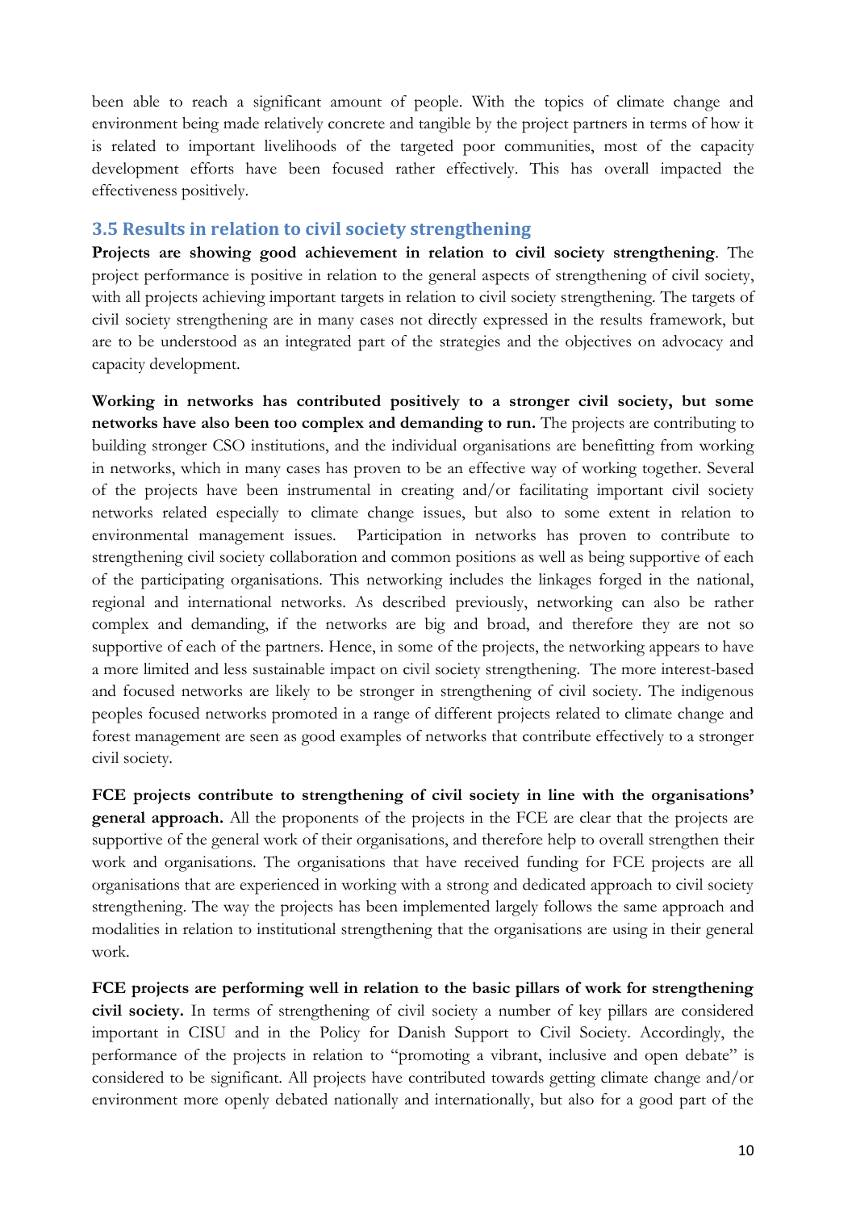been able to reach a significant amount of people. With the topics of climate change and environment being made relatively concrete and tangible by the project partners in terms of how it is related to important livelihoods of the targeted poor communities, most of the capacity development efforts have been focused rather effectively. This has overall impacted the effectiveness positively.

### 3.5 Results in relation to civil society strengthening

**Projects are showing good achievement in relation to civil society strengthening**. The project performance is positive in relation to the general aspects of strengthening of civil society, with all projects achieving important targets in relation to civil society strengthening. The targets of civil society strengthening are in many cases not directly expressed in the results framework, but are to be understood as an integrated part of the strategies and the objectives on advocacy and capacity development.

**Working in networks has contributed positively to a stronger civil society, but some networks have also been too complex and demanding to run.** The projects are contributing to building stronger CSO institutions, and the individual organisations are benefitting from working in networks, which in many cases has proven to be an effective way of working together. Several of the projects have been instrumental in creating and/or facilitating important civil society networks related especially to climate change issues, but also to some extent in relation to environmental management issues. Participation in networks has proven to contribute to strengthening civil society collaboration and common positions as well as being supportive of each of the participating organisations. This networking includes the linkages forged in the national, regional and international networks. As described previously, networking can also be rather complex and demanding, if the networks are big and broad, and therefore they are not so supportive of each of the partners. Hence, in some of the projects, the networking appears to have a more limited and less sustainable impact on civil society strengthening. The more interest-based and focused networks are likely to be stronger in strengthening of civil society. The indigenous peoples focused networks promoted in a range of different projects related to climate change and forest management are seen as good examples of networks that contribute effectively to a stronger civil society.

**FCE projects contribute to strengthening of civil society in line with the organisations' general approach.** All the proponents of the projects in the FCE are clear that the projects are supportive of the general work of their organisations, and therefore help to overall strengthen their work and organisations. The organisations that have received funding for FCE projects are all organisations that are experienced in working with a strong and dedicated approach to civil society strengthening. The way the projects has been implemented largely follows the same approach and modalities in relation to institutional strengthening that the organisations are using in their general work.

**FCE projects are performing well in relation to the basic pillars of work for strengthening civil society.** In terms of strengthening of civil society a number of key pillars are considered important in CISU and in the Policy for Danish Support to Civil Society. Accordingly, the performance of the projects in relation to "promoting a vibrant, inclusive and open debate" is considered to be significant. All projects have contributed towards getting climate change and/or environment more openly debated nationally and internationally, but also for a good part of the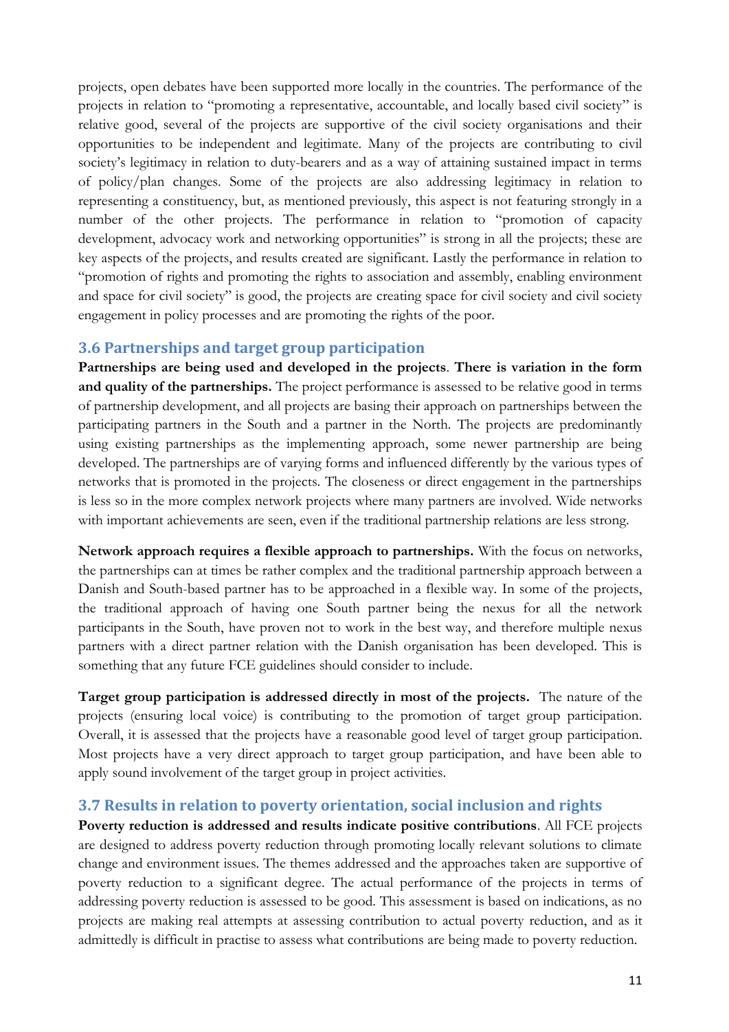projects, open debates have been supported more locally in the countries. The performance of the projects in relation to "promoting a representative, accountable, and locally based civil society" is relative good, several of the projects are supportive of the civil society organisations and their opportunities to be independent and legitimate. Many of the projects are contributing to civil society's legitimacy in relation to duty-bearers and as a way of attaining sustained impact in terms of policy/plan changes. Some of the projects are also addressing legitimacy in relation to representing a constituency, but, as mentioned previously, this aspect is not featuring strongly in a number of the other projects. The performance in relation to "promotion of capacity development, advocacy work and networking opportunities" is strong in all the projects; these are key aspects of the projects, and results created are significant. Lastly the performance in relation to "promotion of rights and promoting the rights to association and assembly, enabling environment and space for civil society" is good, the projects are creating space for civil society and civil society engagement in policy processes and are promoting the rights of the poor.

### 3.6 Partnerships and target group participation

**Partnerships are being used and developed in the projects**. **There is variation in the form and quality of the partnerships.** The project performance is assessed to be relative good in terms of partnership development, and all projects are basing their approach on partnerships between the participating partners in the South and a partner in the North. The projects are predominantly using existing partnerships as the implementing approach, some newer partnership are being developed. The partnerships are of varying forms and influenced differently by the various types of networks that is promoted in the projects. The closeness or direct engagement in the partnerships is less so in the more complex network projects where many partners are involved. Wide networks with important achievements are seen, even if the traditional partnership relations are less strong.

**Network approach requires a flexible approach to partnerships.** With the focus on networks, the partnerships can at times be rather complex and the traditional partnership approach between a Danish and South-based partner has to be approached in a flexible way. In some of the projects, the traditional approach of having one South partner being the nexus for all the network participants in the South, have proven not to work in the best way, and therefore multiple nexus partners with a direct partner relation with the Danish organisation has been developed. This is something that any future FCE guidelines should consider to include.

**Target group participation is addressed directly in most of the projects.** The nature of the projects (ensuring local voice) is contributing to the promotion of target group participation. Overall, it is assessed that the projects have a reasonable good level of target group participation. Most projects have a very direct approach to target group participation, and have been able to apply sound involvement of the target group in project activities.

### 3.7 Results in relation to poverty orientation, social inclusion and rights

**Poverty reduction is addressed and results indicate positive contributions**. All FCE projects are designed to address poverty reduction through promoting locally relevant solutions to climate change and environment issues. The themes addressed and the approaches taken are supportive of poverty reduction to a significant degree. The actual performance of the projects in terms of addressing poverty reduction is assessed to be good. This assessment is based on indications, as no projects are making real attempts at assessing contribution to actual poverty reduction, and as it admittedly is difficult in practise to assess what contributions are being made to poverty reduction.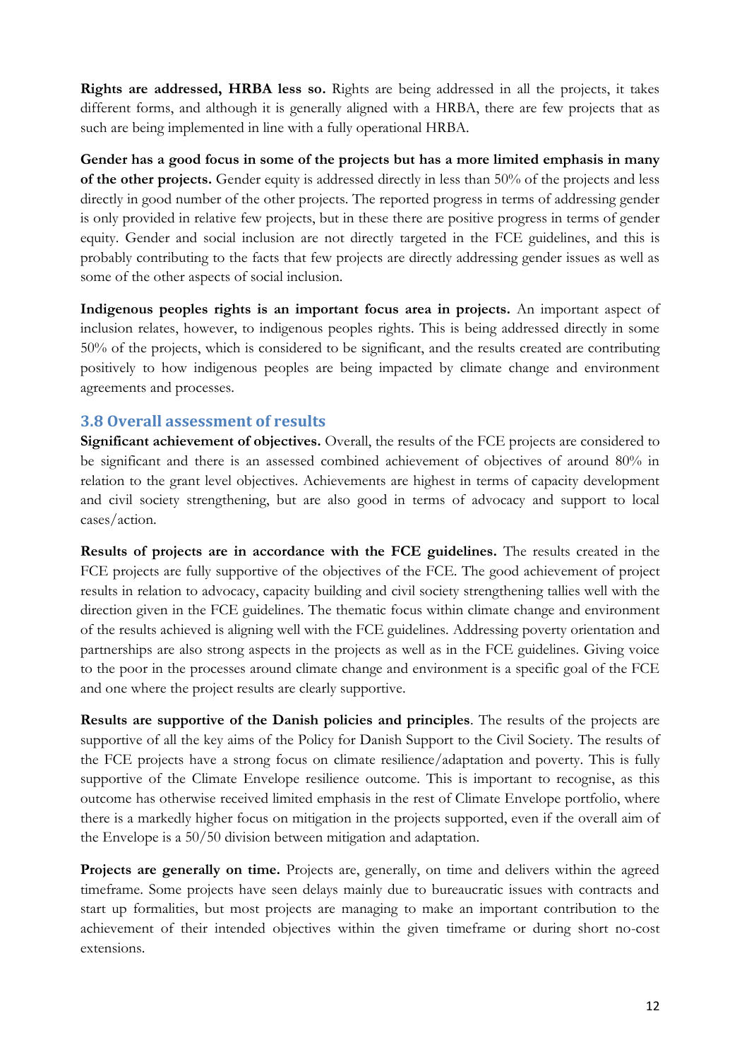**Rights are addressed, HRBA less so.** Rights are being addressed in all the projects, it takes different forms, and although it is generally aligned with a HRBA, there are few projects that as such are being implemented in line with a fully operational HRBA.

**Gender has a good focus in some of the projects but has a more limited emphasis in many of the other projects.** Gender equity is addressed directly in less than 50% of the projects and less directly in good number of the other projects. The reported progress in terms of addressing gender is only provided in relative few projects, but in these there are positive progress in terms of gender equity. Gender and social inclusion are not directly targeted in the FCE guidelines, and this is probably contributing to the facts that few projects are directly addressing gender issues as well as some of the other aspects of social inclusion.

**Indigenous peoples rights is an important focus area in projects.** An important aspect of inclusion relates, however, to indigenous peoples rights. This is being addressed directly in some 50% of the projects, which is considered to be significant, and the results created are contributing positively to how indigenous peoples are being impacted by climate change and environment agreements and processes.

## 3.8 Overall assessment of results

**Significant achievement of objectives.** Overall, the results of the FCE projects are considered to be significant and there is an assessed combined achievement of objectives of around 80% in relation to the grant level objectives. Achievements are highest in terms of capacity development and civil society strengthening, but are also good in terms of advocacy and support to local cases/action.

**Results of projects are in accordance with the FCE guidelines.** The results created in the FCE projects are fully supportive of the objectives of the FCE. The good achievement of project results in relation to advocacy, capacity building and civil society strengthening tallies well with the direction given in the FCE guidelines. The thematic focus within climate change and environment of the results achieved is aligning well with the FCE guidelines. Addressing poverty orientation and partnerships are also strong aspects in the projects as well as in the FCE guidelines. Giving voice to the poor in the processes around climate change and environment is a specific goal of the FCE and one where the project results are clearly supportive.

**Results are supportive of the Danish policies and principles**. The results of the projects are supportive of all the key aims of the Policy for Danish Support to the Civil Society. The results of the FCE projects have a strong focus on climate resilience/adaptation and poverty. This is fully supportive of the Climate Envelope resilience outcome. This is important to recognise, as this outcome has otherwise received limited emphasis in the rest of Climate Envelope portfolio, where there is a markedly higher focus on mitigation in the projects supported, even if the overall aim of the Envelope is a 50/50 division between mitigation and adaptation.

**Projects are generally on time.** Projects are, generally, on time and delivers within the agreed timeframe. Some projects have seen delays mainly due to bureaucratic issues with contracts and start up formalities, but most projects are managing to make an important contribution to the achievement of their intended objectives within the given timeframe or during short no-cost extensions.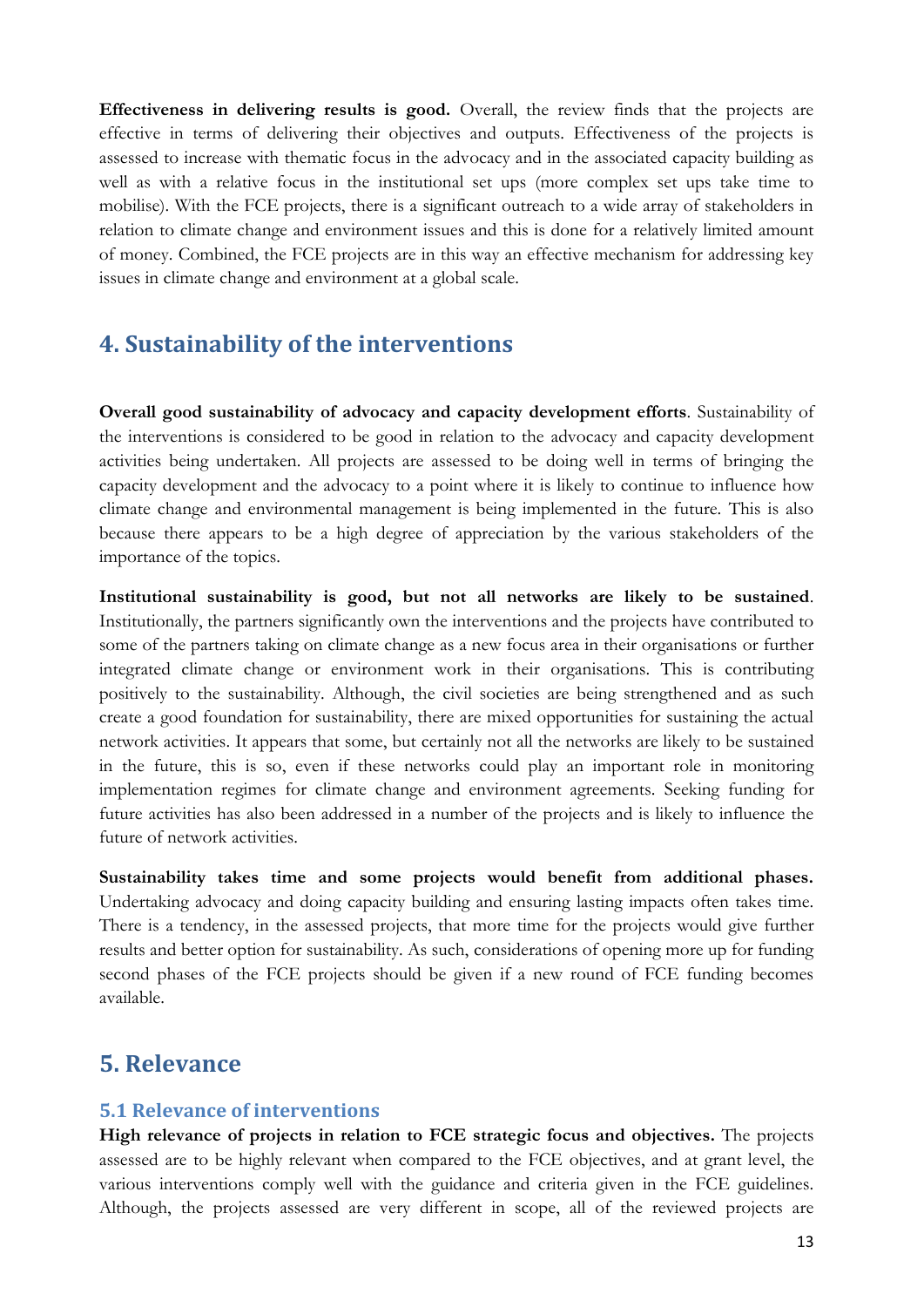**Effectiveness in delivering results is good.** Overall, the review finds that the projects are effective in terms of delivering their objectives and outputs. Effectiveness of the projects is assessed to increase with thematic focus in the advocacy and in the associated capacity building as well as with a relative focus in the institutional set ups (more complex set ups take time to mobilise). With the FCE projects, there is a significant outreach to a wide array of stakeholders in relation to climate change and environment issues and this is done for a relatively limited amount of money. Combined, the FCE projects are in this way an effective mechanism for addressing key issues in climate change and environment at a global scale.

# 4. Sustainability of the interventions

**Overall good sustainability of advocacy and capacity development efforts**. Sustainability of the interventions is considered to be good in relation to the advocacy and capacity development activities being undertaken. All projects are assessed to be doing well in terms of bringing the capacity development and the advocacy to a point where it is likely to continue to influence how climate change and environmental management is being implemented in the future. This is also because there appears to be a high degree of appreciation by the various stakeholders of the importance of the topics.

**Institutional sustainability is good, but not all networks are likely to be sustained**. Institutionally, the partners significantly own the interventions and the projects have contributed to some of the partners taking on climate change as a new focus area in their organisations or further integrated climate change or environment work in their organisations. This is contributing positively to the sustainability. Although, the civil societies are being strengthened and as such create a good foundation for sustainability, there are mixed opportunities for sustaining the actual network activities. It appears that some, but certainly not all the networks are likely to be sustained in the future, this is so, even if these networks could play an important role in monitoring implementation regimes for climate change and environment agreements. Seeking funding for future activities has also been addressed in a number of the projects and is likely to influence the future of network activities.

**Sustainability takes time and some projects would benefit from additional phases.** Undertaking advocacy and doing capacity building and ensuring lasting impacts often takes time. There is a tendency, in the assessed projects, that more time for the projects would give further results and better option for sustainability. As such, considerations of opening more up for funding second phases of the FCE projects should be given if a new round of FCE funding becomes available.

# 5. Relevance

## 5.1 Relevance of interventions

**High relevance of projects in relation to FCE strategic focus and objectives.** The projects assessed are to be highly relevant when compared to the FCE objectives, and at grant level, the various interventions comply well with the guidance and criteria given in the FCE guidelines. Although, the projects assessed are very different in scope, all of the reviewed projects are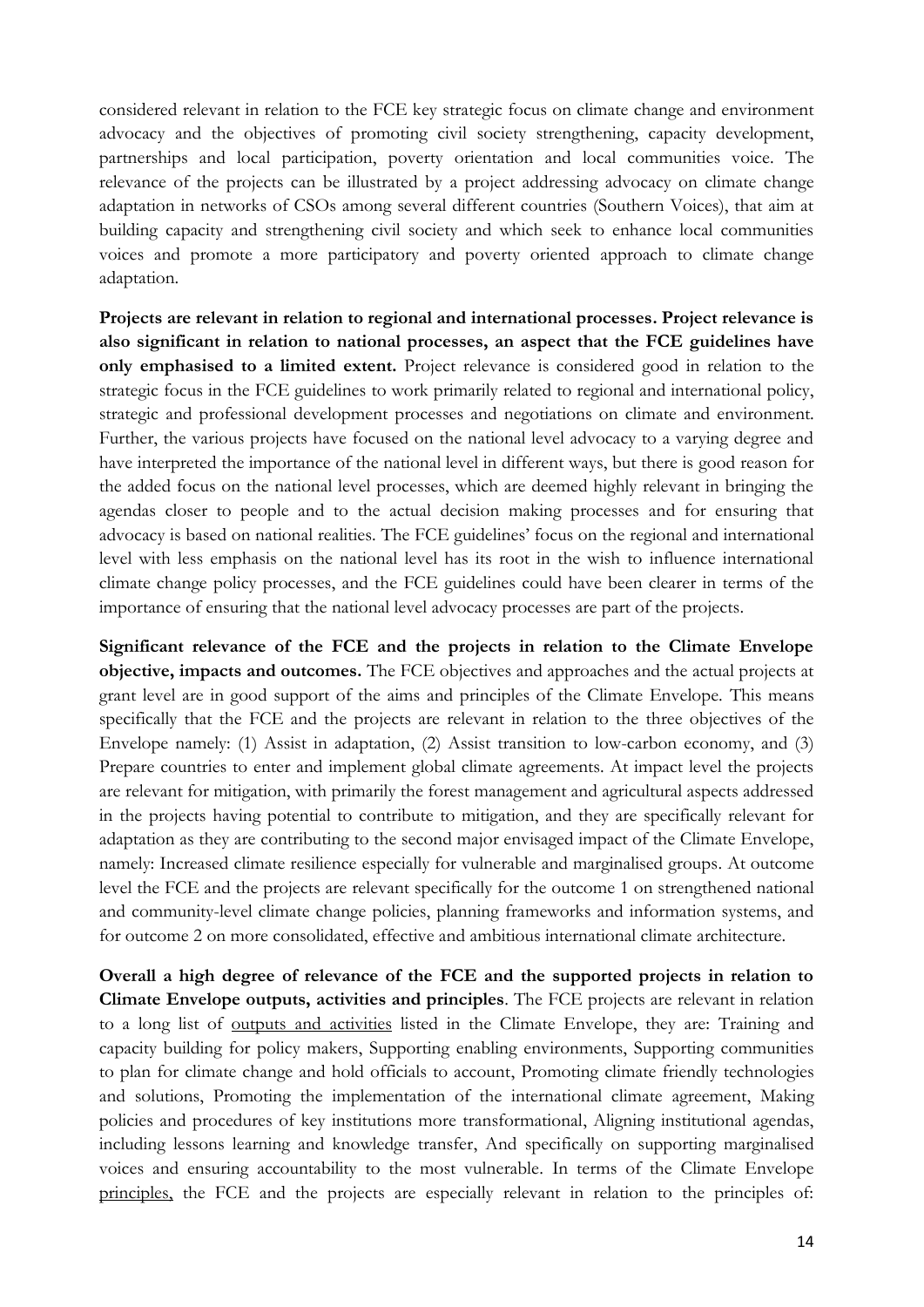considered relevant in relation to the FCE key strategic focus on climate change and environment advocacy and the objectives of promoting civil society strengthening, capacity development, partnerships and local participation, poverty orientation and local communities voice. The relevance of the projects can be illustrated by a project addressing advocacy on climate change adaptation in networks of CSOs among several different countries (Southern Voices), that aim at building capacity and strengthening civil society and which seek to enhance local communities voices and promote a more participatory and poverty oriented approach to climate change adaptation.

**Projects are relevant in relation to regional and international processes. Project relevance is also significant in relation to national processes, an aspect that the FCE guidelines have only emphasised to a limited extent.** Project relevance is considered good in relation to the strategic focus in the FCE guidelines to work primarily related to regional and international policy, strategic and professional development processes and negotiations on climate and environment. Further, the various projects have focused on the national level advocacy to a varying degree and have interpreted the importance of the national level in different ways, but there is good reason for the added focus on the national level processes, which are deemed highly relevant in bringing the agendas closer to people and to the actual decision making processes and for ensuring that advocacy is based on national realities. The FCE guidelines' focus on the regional and international level with less emphasis on the national level has its root in the wish to influence international climate change policy processes, and the FCE guidelines could have been clearer in terms of the importance of ensuring that the national level advocacy processes are part of the projects.

**Significant relevance of the FCE and the projects in relation to the Climate Envelope objective, impacts and outcomes.** The FCE objectives and approaches and the actual projects at grant level are in good support of the aims and principles of the Climate Envelope. This means specifically that the FCE and the projects are relevant in relation to the three objectives of the Envelope namely: (1) Assist in adaptation, (2) Assist transition to low-carbon economy, and (3) Prepare countries to enter and implement global climate agreements. At impact level the projects are relevant for mitigation, with primarily the forest management and agricultural aspects addressed in the projects having potential to contribute to mitigation, and they are specifically relevant for adaptation as they are contributing to the second major envisaged impact of the Climate Envelope, namely: Increased climate resilience especially for vulnerable and marginalised groups. At outcome level the FCE and the projects are relevant specifically for the outcome 1 on strengthened national and community-level climate change policies, planning frameworks and information systems, and for outcome 2 on more consolidated, effective and ambitious international climate architecture.

**Overall a high degree of relevance of the FCE and the supported projects in relation to Climate Envelope outputs, activities and principles**. The FCE projects are relevant in relation to a long list of <u>outputs and activities</u> listed in the Climate Envelope, they are: Training and capacity building for policy makers, Supporting enabling environments, Supporting communities to plan for climate change and hold officials to account, Promoting climate friendly technologies and solutions, Promoting the implementation of the international climate agreement, Making policies and procedures of key institutions more transformational, Aligning institutional agendas, including lessons learning and knowledge transfer, And specifically on supporting marginalised voices and ensuring accountability to the most vulnerable. In terms of the Climate Envelope <u>principles,</u> the FCE and the projects are especially relevant in relation to the principles of: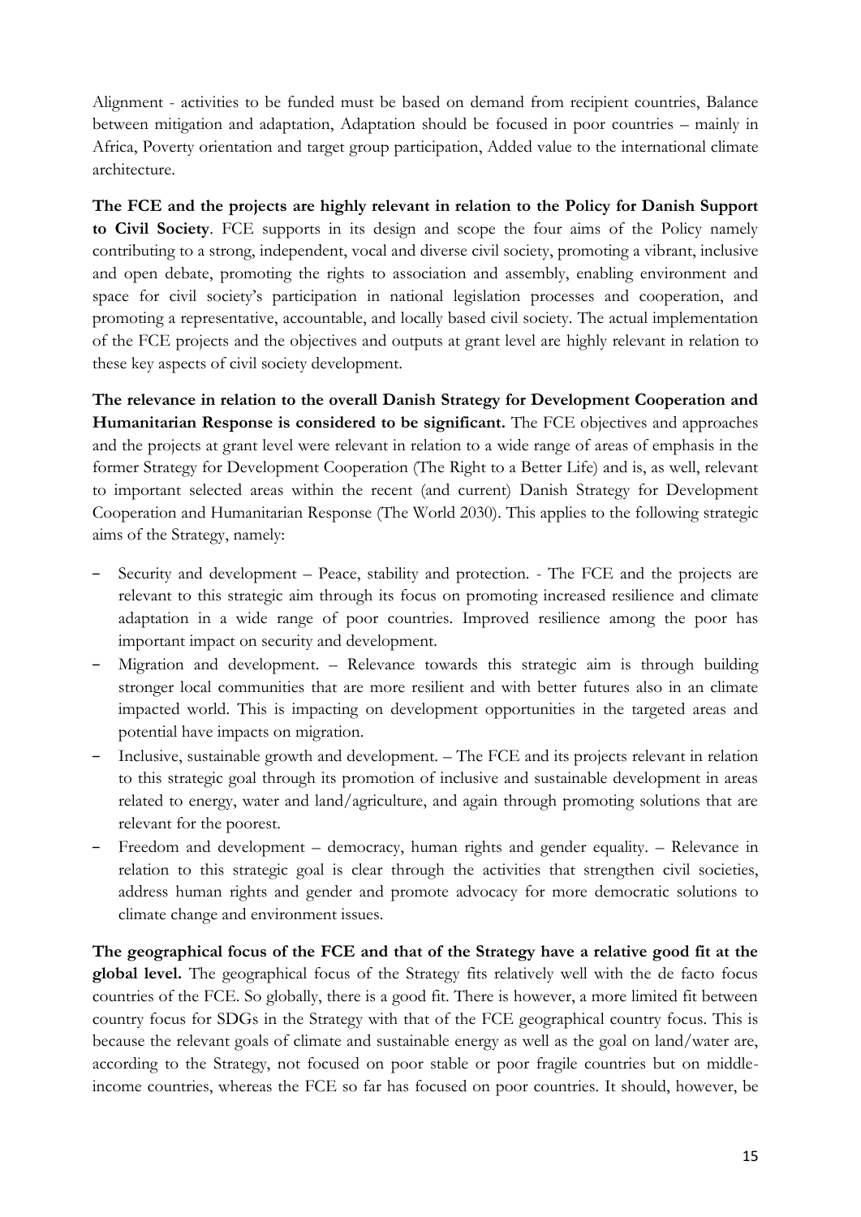Alignment - activities to be funded must be based on demand from recipient countries, Balance between mitigation and adaptation, Adaptation should be focused in poor countries – mainly in Africa, Poverty orientation and target group participation, Added value to the international climate architecture.

**The FCE and the projects are highly relevant in relation to the Policy for Danish Support to Civil Society**. FCE supports in its design and scope the four aims of the Policy namely contributing to a strong, independent, vocal and diverse civil society, promoting a vibrant, inclusive and open debate, promoting the rights to association and assembly, enabling environment and space for civil society's participation in national legislation processes and cooperation, and promoting a representative, accountable, and locally based civil society. The actual implementation of the FCE projects and the objectives and outputs at grant level are highly relevant in relation to these key aspects of civil society development.

**The relevance in relation to the overall Danish Strategy for Development Cooperation and Humanitarian Response is considered to be significant.** The FCE objectives and approaches and the projects at grant level were relevant in relation to a wide range of areas of emphasis in the former Strategy for Development Cooperation (The Right to a Better Life) and is, as well, relevant to important selected areas within the recent (and current) Danish Strategy for Development Cooperation and Humanitarian Response (The World 2030). This applies to the following strategic aims of the Strategy, namely:

- Security and development – Peace, stability and protection. - The FCE and the projects are relevant to this strategic aim through its focus on promoting increased resilience and climate adaptation in a wide range of poor countries. Improved resilience among the poor has important impact on security and development.
- Migration and development. – Relevance towards this strategic aim is through building stronger local communities that are more resilient and with better futures also in an climate impacted world. This is impacting on development opportunities in the targeted areas and potential have impacts on migration.
- Inclusive, sustainable growth and development. – The FCE and its projects relevant in relation to this strategic goal through its promotion of inclusive and sustainable development in areas related to energy, water and land/agriculture, and again through promoting solutions that are relevant for the poorest.
- Freedom and development – democracy, human rights and gender equality. – Relevance in relation to this strategic goal is clear through the activities that strengthen civil societies, address human rights and gender and promote advocacy for more democratic solutions to climate change and environment issues.

**The geographical focus of the FCE and that of the Strategy have a relative good fit at the global level.** The geographical focus of the Strategy fits relatively well with the de facto focus countries of the FCE. So globally, there is a good fit. There is however, a more limited fit between country focus for SDGs in the Strategy with that of the FCE geographical country focus. This is because the relevant goals of climate and sustainable energy as well as the goal on land/water are, according to the Strategy, not focused on poor stable or poor fragile countries but on middle-income countries, whereas the FCE so far has focused on poor countries. It should, however, be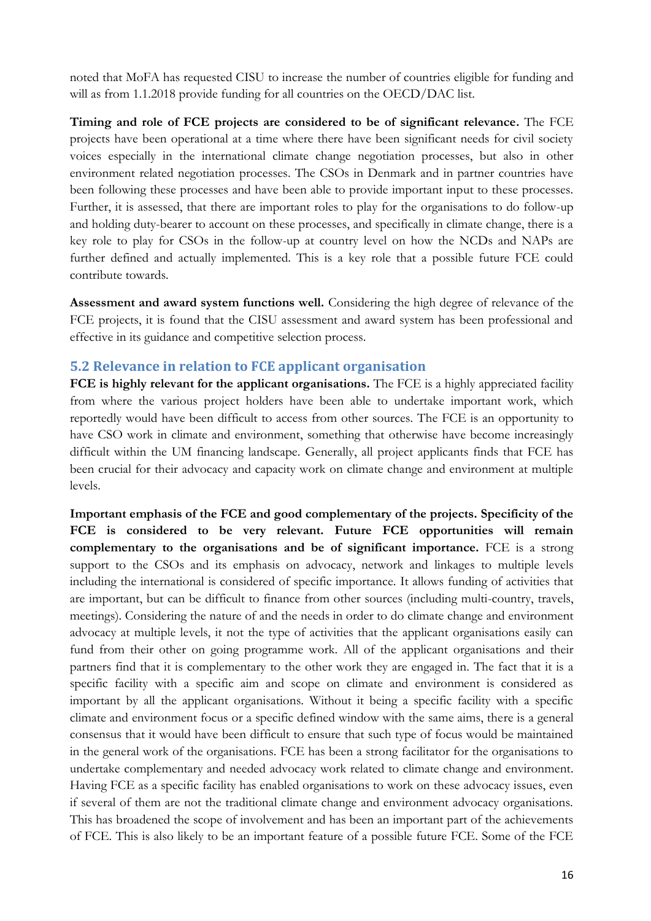noted that MoFA has requested CISU to increase the number of countries eligible for funding and will as from 1.1.2018 provide funding for all countries on the OECD/DAC list.

**Timing and role of FCE projects are considered to be of significant relevance.** The FCE projects have been operational at a time where there have been significant needs for civil society voices especially in the international climate change negotiation processes, but also in other environment related negotiation processes. The CSOs in Denmark and in partner countries have been following these processes and have been able to provide important input to these processes. Further, it is assessed, that there are important roles to play for the organisations to do follow-up and holding duty-bearer to account on these processes, and specifically in climate change, there is a key role to play for CSOs in the follow-up at country level on how the NCDs and NAPs are further defined and actually implemented. This is a key role that a possible future FCE could contribute towards.

**Assessment and award system functions well.** Considering the high degree of relevance of the FCE projects, it is found that the CISU assessment and award system has been professional and effective in its guidance and competitive selection process.

## 5.2 Relevance in relation to FCE applicant organisation

**FCE is highly relevant for the applicant organisations.** The FCE is a highly appreciated facility from where the various project holders have been able to undertake important work, which reportedly would have been difficult to access from other sources. The FCE is an opportunity to have CSO work in climate and environment, something that otherwise have become increasingly difficult within the UM financing landscape. Generally, all project applicants finds that FCE has been crucial for their advocacy and capacity work on climate change and environment at multiple levels.

**Important emphasis of the FCE and good complementary of the projects. Specificity of the FCE is considered to be very relevant. Future FCE opportunities will remain complementary to the organisations and be of significant importance.** FCE is a strong support to the CSOs and its emphasis on advocacy, network and linkages to multiple levels including the international is considered of specific importance. It allows funding of activities that are important, but can be difficult to finance from other sources (including multi-country, travels, meetings). Considering the nature of and the needs in order to do climate change and environment advocacy at multiple levels, it not the type of activities that the applicant organisations easily can fund from their other on going programme work. All of the applicant organisations and their partners find that it is complementary to the other work they are engaged in. The fact that it is a specific facility with a specific aim and scope on climate and environment is considered as important by all the applicant organisations. Without it being a specific facility with a specific climate and environment focus or a specific defined window with the same aims, there is a general consensus that it would have been difficult to ensure that such type of focus would be maintained in the general work of the organisations. FCE has been a strong facilitator for the organisations to undertake complementary and needed advocacy work related to climate change and environment. Having FCE as a specific facility has enabled organisations to work on these advocacy issues, even if several of them are not the traditional climate change and environment advocacy organisations. This has broadened the scope of involvement and has been an important part of the achievements of FCE. This is also likely to be an important feature of a possible future FCE. Some of the FCE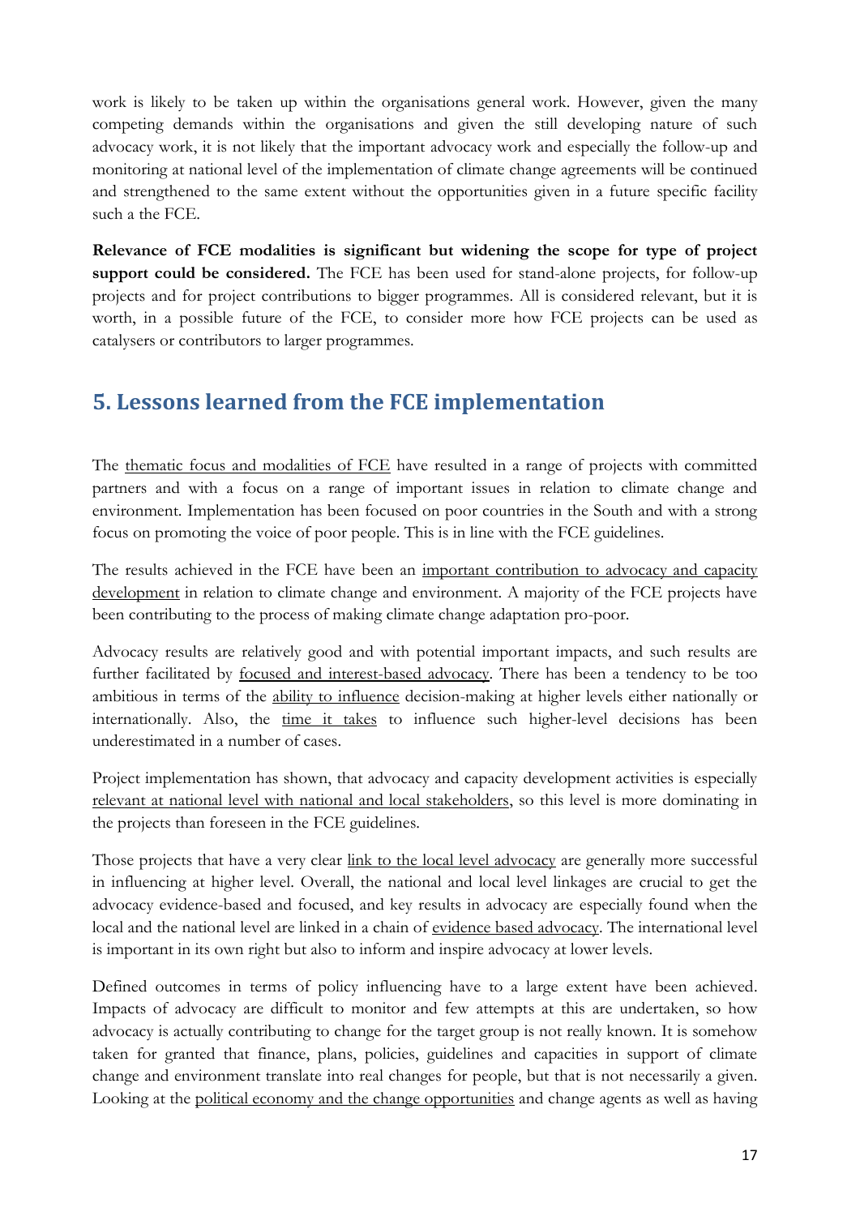work is likely to be taken up within the organisations general work. However, given the many competing demands within the organisations and given the still developing nature of such advocacy work, it is not likely that the important advocacy work and especially the follow-up and monitoring at national level of the implementation of climate change agreements will be continued and strengthened to the same extent without the opportunities given in a future specific facility such a the FCE.

**Relevance of FCE modalities is significant but widening the scope for type of project support could be considered.** The FCE has been used for stand-alone projects, for follow-up projects and for project contributions to bigger programmes. All is considered relevant, but it is worth, in a possible future of the FCE, to consider more how FCE projects can be used as catalysers or contributors to larger programmes.

## 5. Lessons learned from the FCE implementation

The thematic focus and modalities of FCE have resulted in a range of projects with committed partners and with a focus on a range of important issues in relation to climate change and environment. Implementation has been focused on poor countries in the South and with a strong focus on promoting the voice of poor people. This is in line with the FCE guidelines.

The results achieved in the FCE have been an important contribution to advocacy and capacity development in relation to climate change and environment. A majority of the FCE projects have been contributing to the process of making climate change adaptation pro-poor.

Advocacy results are relatively good and with potential important impacts, and such results are further facilitated by focused and interest-based advocacy. There has been a tendency to be too ambitious in terms of the ability to influence decision-making at higher levels either nationally or internationally. Also, the time it takes to influence such higher-level decisions has been underestimated in a number of cases.

Project implementation has shown, that advocacy and capacity development activities is especially relevant at national level with national and local stakeholders, so this level is more dominating in the projects than foreseen in the FCE guidelines.

Those projects that have a very clear link to the local level advocacy are generally more successful in influencing at higher level. Overall, the national and local level linkages are crucial to get the advocacy evidence-based and focused, and key results in advocacy are especially found when the local and the national level are linked in a chain of evidence based advocacy. The international level is important in its own right but also to inform and inspire advocacy at lower levels.

Defined outcomes in terms of policy influencing have to a large extent have been achieved. Impacts of advocacy are difficult to monitor and few attempts at this are undertaken, so how advocacy is actually contributing to change for the target group is not really known. It is somehow taken for granted that finance, plans, policies, guidelines and capacities in support of climate change and environment translate into real changes for people, but that is not necessarily a given. Looking at the political economy and the change opportunities and change agents as well as having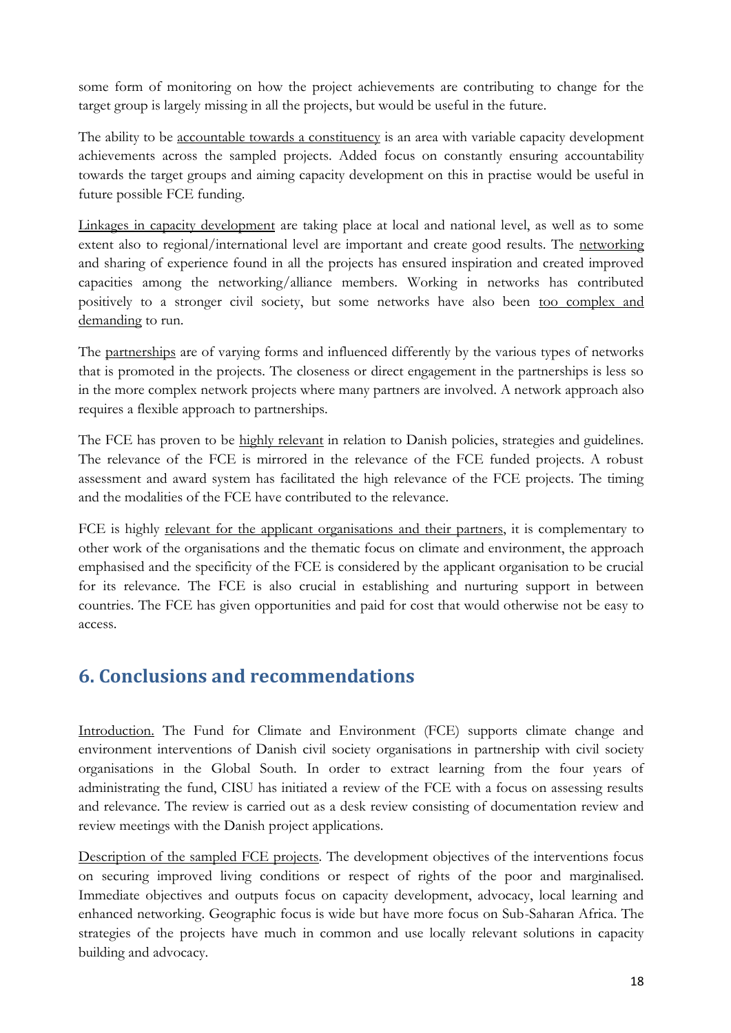some form of monitoring on how the project achievements are contributing to change for the target group is largely missing in all the projects, but would be useful in the future.

The ability to be accountable towards a constituency is an area with variable capacity development achievements across the sampled projects. Added focus on constantly ensuring accountability towards the target groups and aiming capacity development on this in practise would be useful in future possible FCE funding.

Linkages in capacity development are taking place at local and national level, as well as to some extent also to regional/international level are important and create good results. The networking and sharing of experience found in all the projects has ensured inspiration and created improved capacities among the networking/alliance members. Working in networks has contributed positively to a stronger civil society, but some networks have also been too complex and demanding to run.

The partnerships are of varying forms and influenced differently by the various types of networks that is promoted in the projects. The closeness or direct engagement in the partnerships is less so in the more complex network projects where many partners are involved. A network approach also requires a flexible approach to partnerships.

The FCE has proven to be highly relevant in relation to Danish policies, strategies and guidelines. The relevance of the FCE is mirrored in the relevance of the FCE funded projects. A robust assessment and award system has facilitated the high relevance of the FCE projects. The timing and the modalities of the FCE have contributed to the relevance.

FCE is highly relevant for the applicant organisations and their partners, it is complementary to other work of the organisations and the thematic focus on climate and environment, the approach emphasised and the specificity of the FCE is considered by the applicant organisation to be crucial for its relevance. The FCE is also crucial in establishing and nurturing support in between countries. The FCE has given opportunities and paid for cost that would otherwise not be easy to access.

## 6. Conclusions and recommendations

Introduction. The Fund for Climate and Environment (FCE) supports climate change and environment interventions of Danish civil society organisations in partnership with civil society organisations in the Global South. In order to extract learning from the four years of administrating the fund, CISU has initiated a review of the FCE with a focus on assessing results and relevance. The review is carried out as a desk review consisting of documentation review and review meetings with the Danish project applications.

Description of the sampled FCE projects. The development objectives of the interventions focus on securing improved living conditions or respect of rights of the poor and marginalised. Immediate objectives and outputs focus on capacity development, advocacy, local learning and enhanced networking. Geographic focus is wide but have more focus on Sub-Saharan Africa. The strategies of the projects have much in common and use locally relevant solutions in capacity building and advocacy.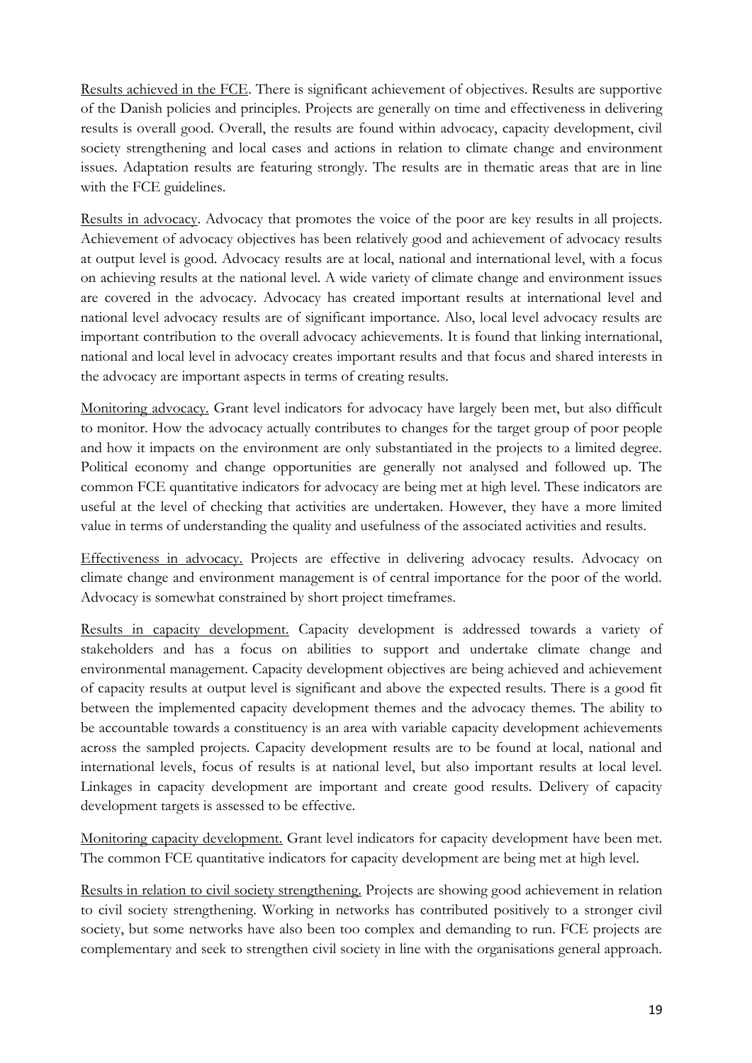<u>Results achieved in the FCE</u>. There is significant achievement of objectives. Results are supportive of the Danish policies and principles. Projects are generally on time and effectiveness in delivering results is overall good. Overall, the results are found within advocacy, capacity development, civil society strengthening and local cases and actions in relation to climate change and environment issues. Adaptation results are featuring strongly. The results are in thematic areas that are in line with the FCE guidelines.

<u>Results in advocacy</u>. Advocacy that promotes the voice of the poor are key results in all projects. Achievement of advocacy objectives has been relatively good and achievement of advocacy results at output level is good. Advocacy results are at local, national and international level, with a focus on achieving results at the national level. A wide variety of climate change and environment issues are covered in the advocacy. Advocacy has created important results at international level and national level advocacy results are of significant importance. Also, local level advocacy results are important contribution to the overall advocacy achievements. It is found that linking international, national and local level in advocacy creates important results and that focus and shared interests in the advocacy are important aspects in terms of creating results.

<u>Monitoring advocacy.</u> Grant level indicators for advocacy have largely been met, but also difficult to monitor. How the advocacy actually contributes to changes for the target group of poor people and how it impacts on the environment are only substantiated in the projects to a limited degree. Political economy and change opportunities are generally not analysed and followed up. The common FCE quantitative indicators for advocacy are being met at high level. These indicators are useful at the level of checking that activities are undertaken. However, they have a more limited value in terms of understanding the quality and usefulness of the associated activities and results.

<u>Effectiveness in advocacy.</u> Projects are effective in delivering advocacy results. Advocacy on climate change and environment management is of central importance for the poor of the world. Advocacy is somewhat constrained by short project timeframes.

<u>Results in capacity development.</u> Capacity development is addressed towards a variety of stakeholders and has a focus on abilities to support and undertake climate change and environmental management. Capacity development objectives are being achieved and achievement of capacity results at output level is significant and above the expected results. There is a good fit between the implemented capacity development themes and the advocacy themes. The ability to be accountable towards a constituency is an area with variable capacity development achievements across the sampled projects. Capacity development results are to be found at local, national and international levels, focus of results is at national level, but also important results at local level. Linkages in capacity development are important and create good results. Delivery of capacity development targets is assessed to be effective.

<u>Monitoring capacity development.</u> Grant level indicators for capacity development have been met. The common FCE quantitative indicators for capacity development are being met at high level.

<u>Results in relation to civil society strengthening.</u> Projects are showing good achievement in relation to civil society strengthening. Working in networks has contributed positively to a stronger civil society, but some networks have also been too complex and demanding to run. FCE projects are complementary and seek to strengthen civil society in line with the organisations general approach.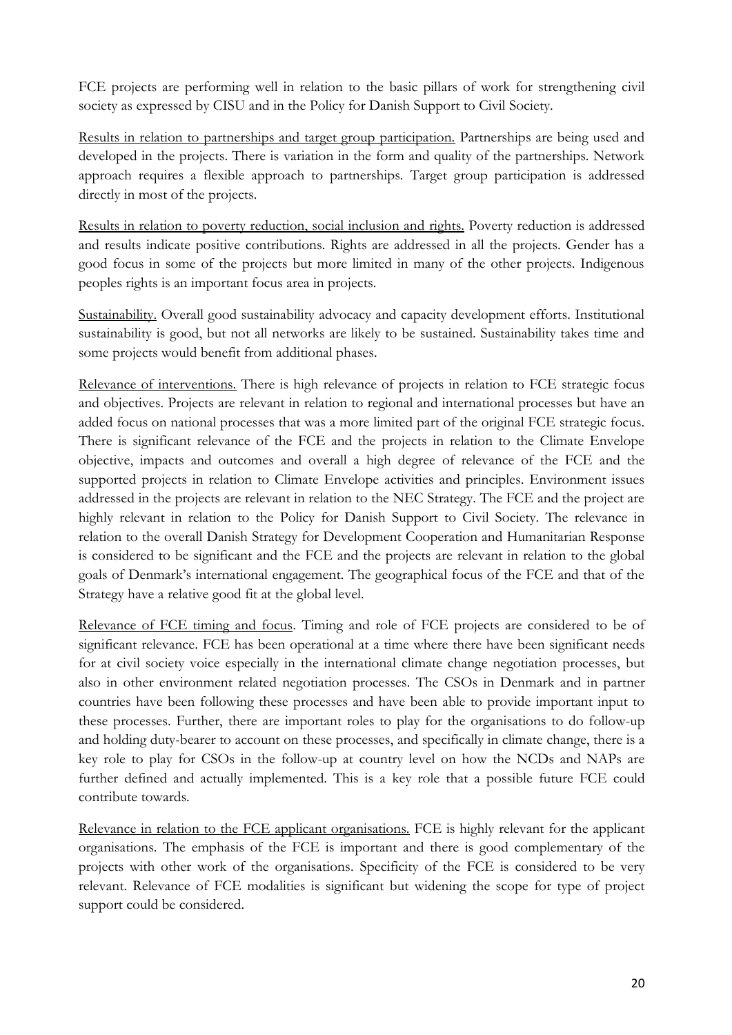FCE projects are performing well in relation to the basic pillars of work for strengthening civil society as expressed by CISU and in the Policy for Danish Support to Civil Society.

<u>Results in relation to partnerships and target group participation.</u> Partnerships are being used and developed in the projects. There is variation in the form and quality of the partnerships. Network approach requires a flexible approach to partnerships. Target group participation is addressed directly in most of the projects.

<u>Results in relation to poverty reduction, social inclusion and rights.</u> Poverty reduction is addressed and results indicate positive contributions. Rights are addressed in all the projects. Gender has a good focus in some of the projects but more limited in many of the other projects. Indigenous peoples rights is an important focus area in projects.

<u>Sustainability.</u> Overall good sustainability advocacy and capacity development efforts. Institutional sustainability is good, but not all networks are likely to be sustained. Sustainability takes time and some projects would benefit from additional phases.

<u>Relevance of interventions.</u> There is high relevance of projects in relation to FCE strategic focus and objectives. Projects are relevant in relation to regional and international processes but have an added focus on national processes that was a more limited part of the original FCE strategic focus. There is significant relevance of the FCE and the projects in relation to the Climate Envelope objective, impacts and outcomes and overall a high degree of relevance of the FCE and the supported projects in relation to Climate Envelope activities and principles. Environment issues addressed in the projects are relevant in relation to the NEC Strategy. The FCE and the project are highly relevant in relation to the Policy for Danish Support to Civil Society. The relevance in relation to the overall Danish Strategy for Development Cooperation and Humanitarian Response is considered to be significant and the FCE and the projects are relevant in relation to the global goals of Denmark's international engagement. The geographical focus of the FCE and that of the Strategy have a relative good fit at the global level.

<u>Relevance of FCE timing and focus</u>. Timing and role of FCE projects are considered to be of significant relevance. FCE has been operational at a time where there have been significant needs for at civil society voice especially in the international climate change negotiation processes, but also in other environment related negotiation processes. The CSOs in Denmark and in partner countries have been following these processes and have been able to provide important input to these processes. Further, there are important roles to play for the organisations to do follow-up and holding duty-bearer to account on these processes, and specifically in climate change, there is a key role to play for CSOs in the follow-up at country level on how the NCDs and NAPs are further defined and actually implemented. This is a key role that a possible future FCE could contribute towards.

<u>Relevance in relation to the FCE applicant organisations.</u> FCE is highly relevant for the applicant organisations. The emphasis of the FCE is important and there is good complementary of the projects with other work of the organisations. Specificity of the FCE is considered to be very relevant. Relevance of FCE modalities is significant but widening the scope for type of project support could be considered.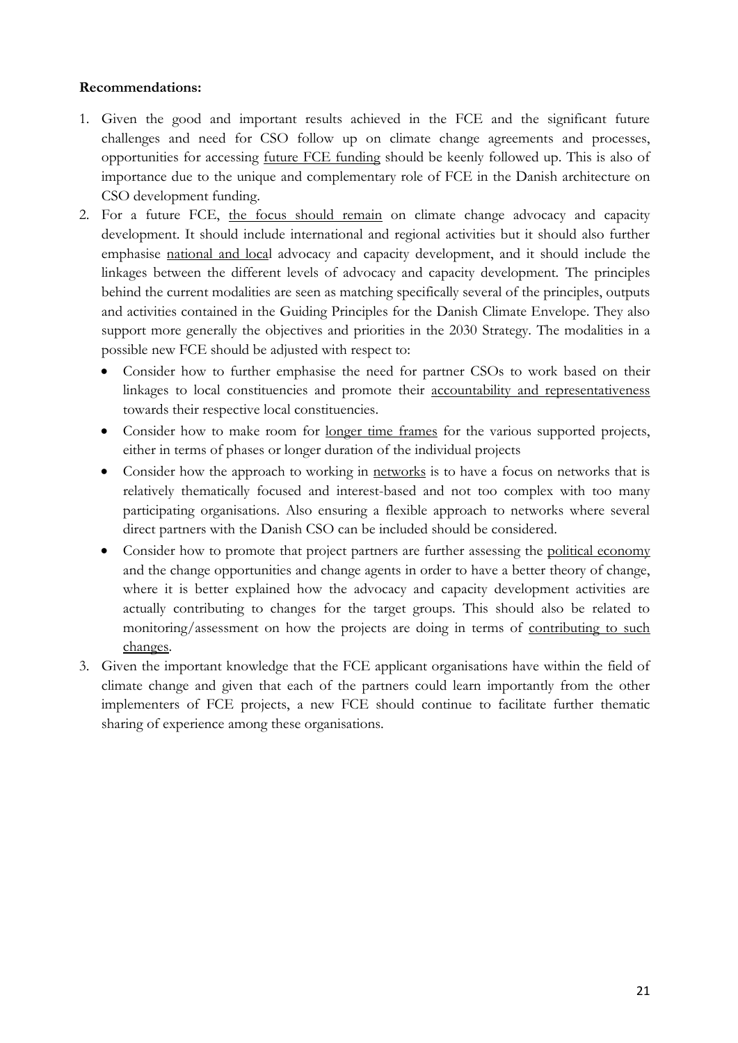**Recommendations:**

1. Given the good and important results achieved in the FCE and the significant future challenges and need for CSO follow up on climate change agreements and processes, opportunities for accessing future FCE funding should be keenly followed up. This is also of importance due to the unique and complementary role of FCE in the Danish architecture on CSO development funding.
2. For a future FCE, the focus should remain on climate change advocacy and capacity development. It should include international and regional activities but it should also further emphasise national and local advocacy and capacity development, and it should include the linkages between the different levels of advocacy and capacity development. The principles behind the current modalities are seen as matching specifically several of the principles, outputs and activities contained in the Guiding Principles for the Danish Climate Envelope. They also support more generally the objectives and priorities in the 2030 Strategy. The modalities in a possible new FCE should be adjusted with respect to:
    - Consider how to further emphasise the need for partner CSOs to work based on their linkages to local constituencies and promote their accountability and representativeness towards their respective local constituencies.
    - Consider how to make room for longer time frames for the various supported projects, either in terms of phases or longer duration of the individual projects
    - Consider how the approach to working in networks is to have a focus on networks that is relatively thematically focused and interest-based and not too complex with too many participating organisations. Also ensuring a flexible approach to networks where several direct partners with the Danish CSO can be included should be considered.
    - Consider how to promote that project partners are further assessing the political economy and the change opportunities and change agents in order to have a better theory of change, where it is better explained how the advocacy and capacity development activities are actually contributing to changes for the target groups. This should also be related to monitoring/assessment on how the projects are doing in terms of contributing to such changes.
3. Given the important knowledge that the FCE applicant organisations have within the field of climate change and given that each of the partners could learn importantly from the other implementers of FCE projects, a new FCE should continue to facilitate further thematic sharing of experience among these organisations.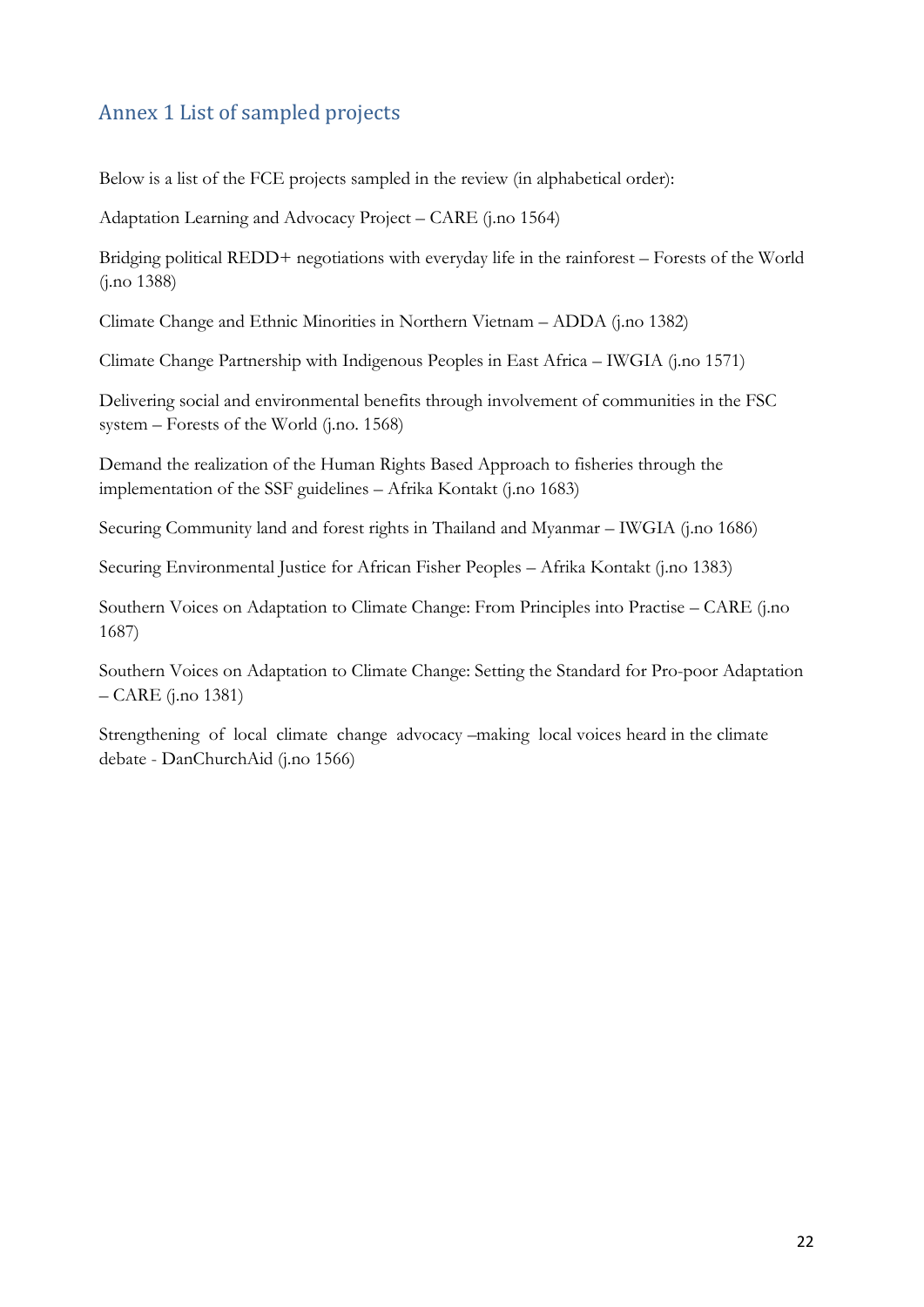## Annex 1 List of sampled projects

Below is a list of the FCE projects sampled in the review (in alphabetical order):

Adaptation Learning and Advocacy Project – CARE (j.no 1564)

Bridging political REDD+ negotiations with everyday life in the rainforest – Forests of the World (j.no 1388)

Climate Change and Ethnic Minorities in Northern Vietnam – ADDA (j.no 1382)

Climate Change Partnership with Indigenous Peoples in East Africa – IWGIA (j.no 1571)

Delivering social and environmental benefits through involvement of communities in the FSC system – Forests of the World (j.no. 1568)

Demand the realization of the Human Rights Based Approach to fisheries through the implementation of the SSF guidelines – Afrika Kontakt (j.no 1683)

Securing Community land and forest rights in Thailand and Myanmar – IWGIA (j.no 1686)

Securing Environmental Justice for African Fisher Peoples – Afrika Kontakt (j.no 1383)

Southern Voices on Adaptation to Climate Change: From Principles into Practise – CARE (j.no 1687)

Southern Voices on Adaptation to Climate Change: Setting the Standard for Pro-poor Adaptation – CARE (j.no 1381)

Strengthening of local climate change advocacy –making local voices heard in the climate debate - DanChurchAid (j.no 1566)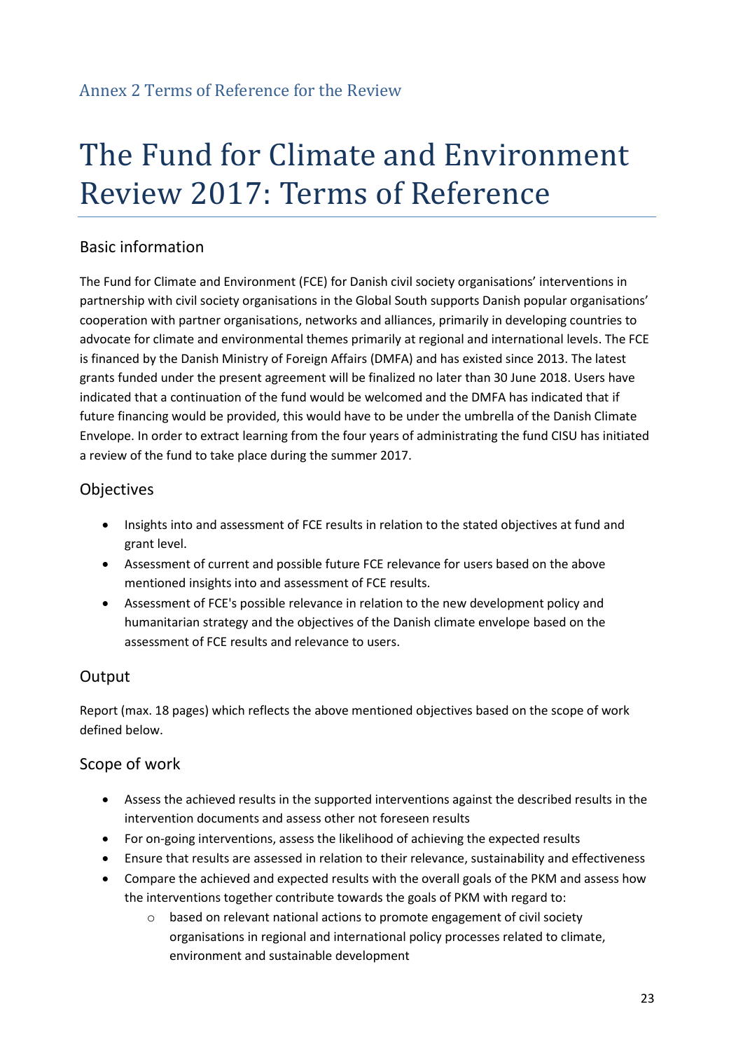## Annex 2 Terms of Reference for the Review

# The Fund for Climate and Environment Review 2017: Terms of Reference

### Basic information

The Fund for Climate and Environment (FCE) for Danish civil society organisations' interventions in partnership with civil society organisations in the Global South supports Danish popular organisations' cooperation with partner organisations, networks and alliances, primarily in developing countries to advocate for climate and environmental themes primarily at regional and international levels. The FCE is financed by the Danish Ministry of Foreign Affairs (DMFA) and has existed since 2013. The latest grants funded under the present agreement will be finalized no later than 30 June 2018. Users have indicated that a continuation of the fund would be welcomed and the DMFA has indicated that if future financing would be provided, this would have to be under the umbrella of the Danish Climate Envelope. In order to extract learning from the four years of administrating the fund CISU has initiated a review of the fund to take place during the summer 2017.

### Objectives

- Insights into and assessment of FCE results in relation to the stated objectives at fund and grant level.
- Assessment of current and possible future FCE relevance for users based on the above mentioned insights into and assessment of FCE results.
- Assessment of FCE's possible relevance in relation to the new development policy and humanitarian strategy and the objectives of the Danish climate envelope based on the assessment of FCE results and relevance to users.

### Output

Report (max. 18 pages) which reflects the above mentioned objectives based on the scope of work defined below.

### Scope of work

- Assess the achieved results in the supported interventions against the described results in the intervention documents and assess other not foreseen results
- For on-going interventions, assess the likelihood of achieving the expected results
- Ensure that results are assessed in relation to their relevance, sustainability and effectiveness
- Compare the achieved and expected results with the overall goals of the PKM and assess how the interventions together contribute towards the goals of PKM with regard to:
    - based on relevant national actions to promote engagement of civil society organisations in regional and international policy processes related to climate, environment and sustainable development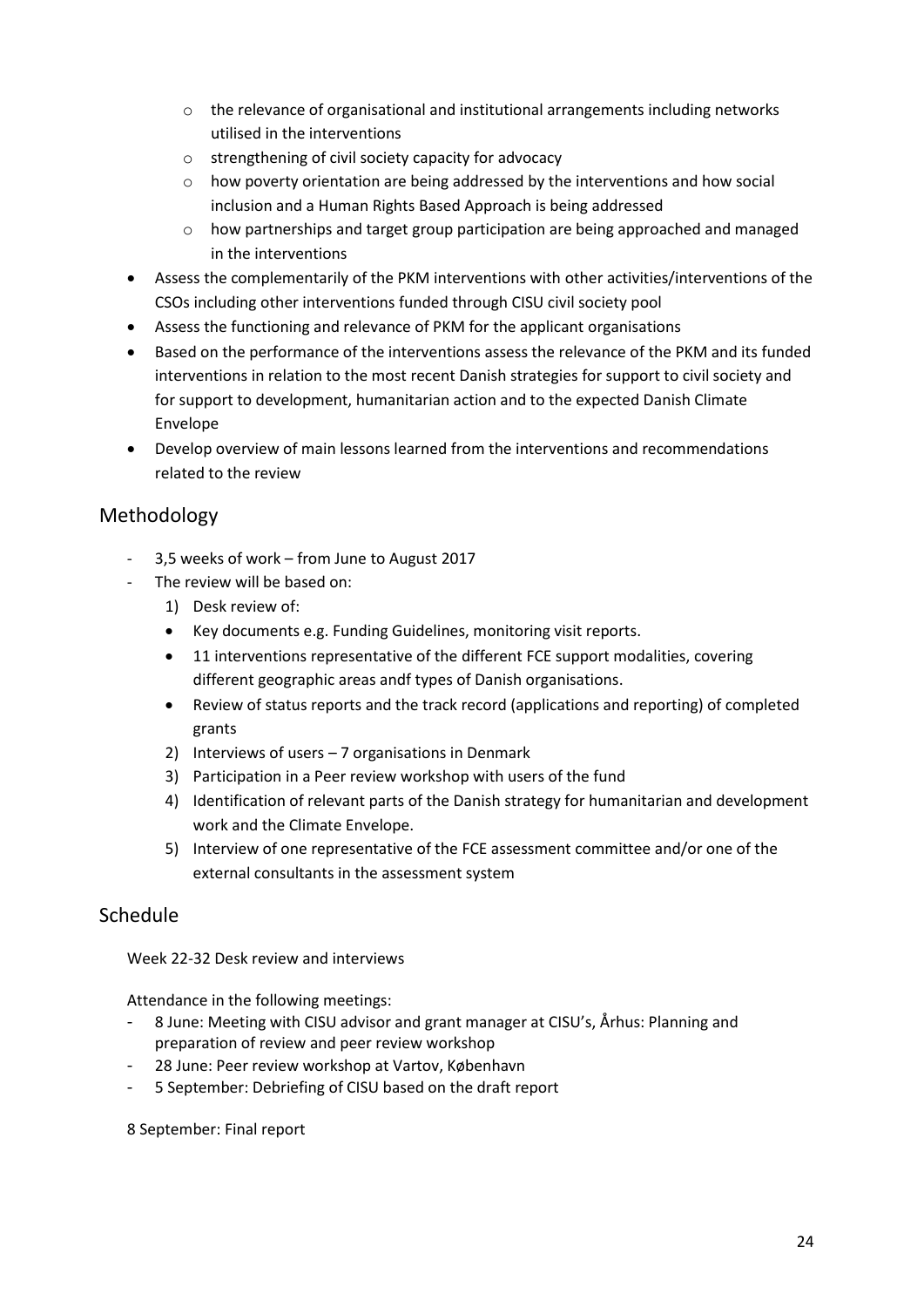- the relevance of organisational and institutional arrangements including networks utilised in the interventions
  - strengthening of civil society capacity for advocacy
  - how poverty orientation are being addressed by the interventions and how social inclusion and a Human Rights Based Approach is being addressed
  - how partnerships and target group participation are being approached and managed in the interventions
- Assess the complementarily of the PKM interventions with other activities/interventions of the CSOs including other interventions funded through CISU civil society pool
- Assess the functioning and relevance of PKM for the applicant organisations
- Based on the performance of the interventions assess the relevance of the PKM and its funded interventions in relation to the most recent Danish strategies for support to civil society and for support to development, humanitarian action and to the expected Danish Climate Envelope
- Develop overview of main lessons learned from the interventions and recommendations related to the review

## Methodology

- 3,5 weeks of work – from June to August 2017
- The review will be based on:
  1) Desk review of:
     - Key documents e.g. Funding Guidelines, monitoring visit reports.
     - 11 interventions representative of the different FCE support modalities, covering different geographic areas andf types of Danish organisations.
     - Review of status reports and the track record (applications and reporting) of completed grants
  2) Interviews of users – 7 organisations in Denmark
  3) Participation in a Peer review workshop with users of the fund
  4) Identification of relevant parts of the Danish strategy for humanitarian and development work and the Climate Envelope.
  5) Interview of one representative of the FCE assessment committee and/or one of the external consultants in the assessment system

## Schedule

Week 22-32 Desk review and interviews

Attendance in the following meetings:

- 8 June: Meeting with CISU advisor and grant manager at CISU's, Århus: Planning and preparation of review and peer review workshop
- 28 June: Peer review workshop at Vartov, København
- 5 September: Debriefing of CISU based on the draft report

8 September: Final report